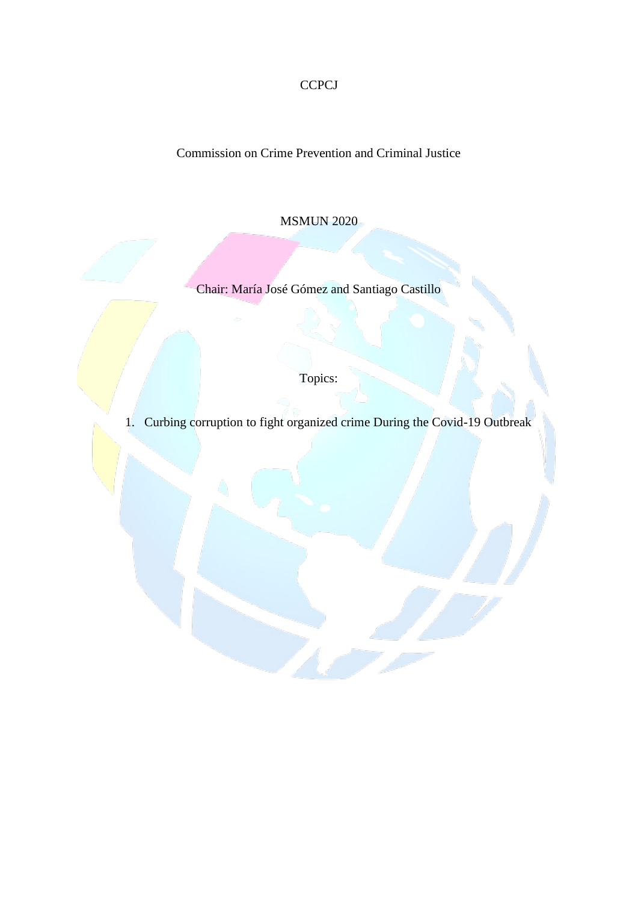CCPCJ

Commission on Crime Prevention and Criminal Justice

MSMUN 2020

Chair: María José Gómez and Santiago Castillo

Topics:

1. Curbing corruption to fight organized crime During the Covid-19 Outbreak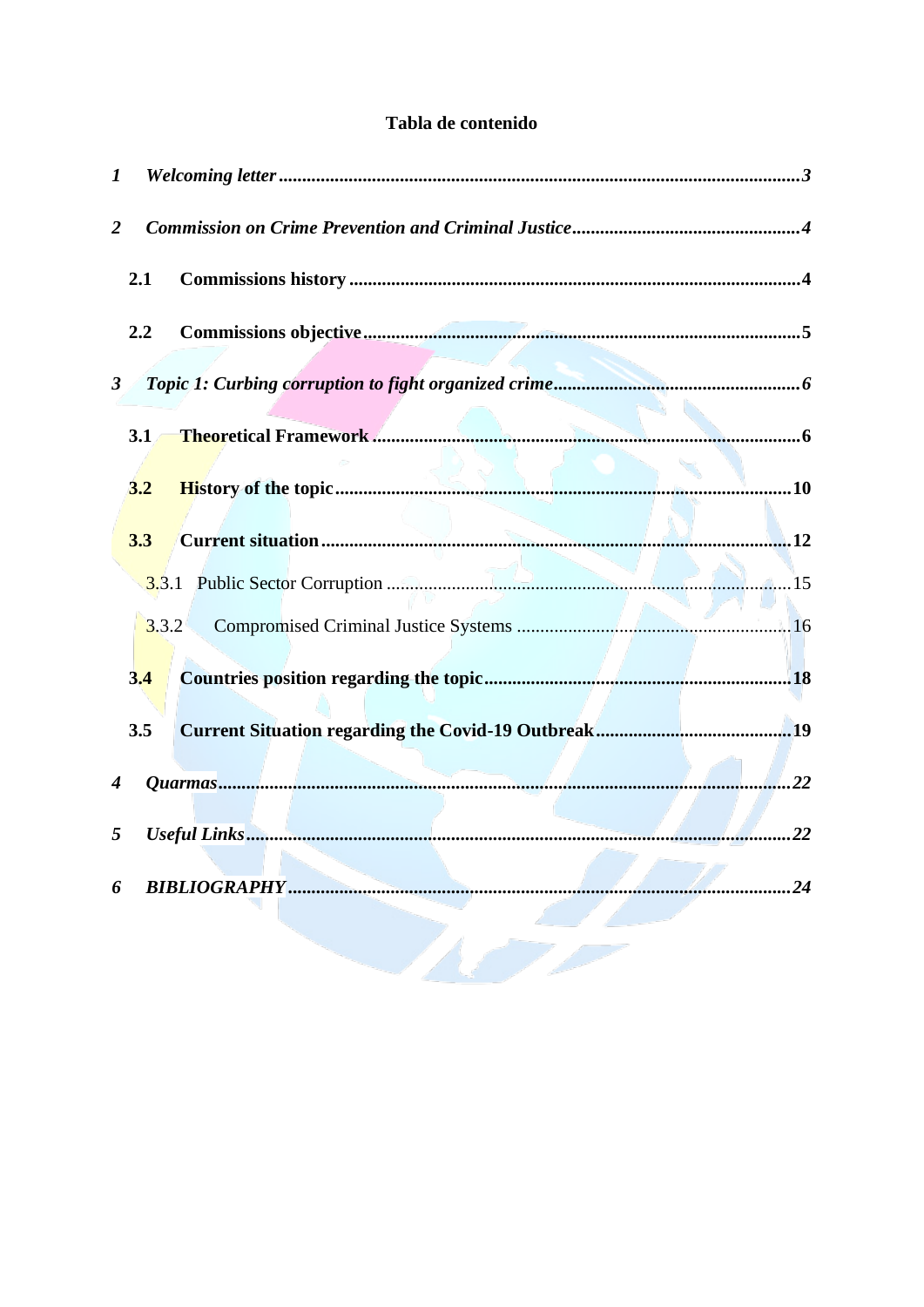**Tabla de contenido**

1 *Welcoming letter* ........ *3*

2 *Commission on Crime Prevention and Criminal Justice* ........ *4*

- **2.1 Commissions history** ........ **4**
- **2.2 Commissions objective** ........ **5**

3 *Topic 1: Curbing corruption to fight organized crime* ........ *6*

- **3.1 Theoretical Framework** ........ **6**
- **3.2 History of the topic** ........ **10**
- **3.3 Current situation** ........ **12**
  - 3.3.1 Public Sector Corruption ........ 15
  - 3.3.2 Compromised Criminal Justice Systems ........ 16
- **3.4 Countries position regarding the topic** ........ **18**
- **3.5 Current Situation regarding the Covid-19 Outbreak** ........ **19**

4 *Quarmas* ........ *22*

5 *Useful Links* ........ *22*

6 *BIBLIOGRAPHY* ........ *24*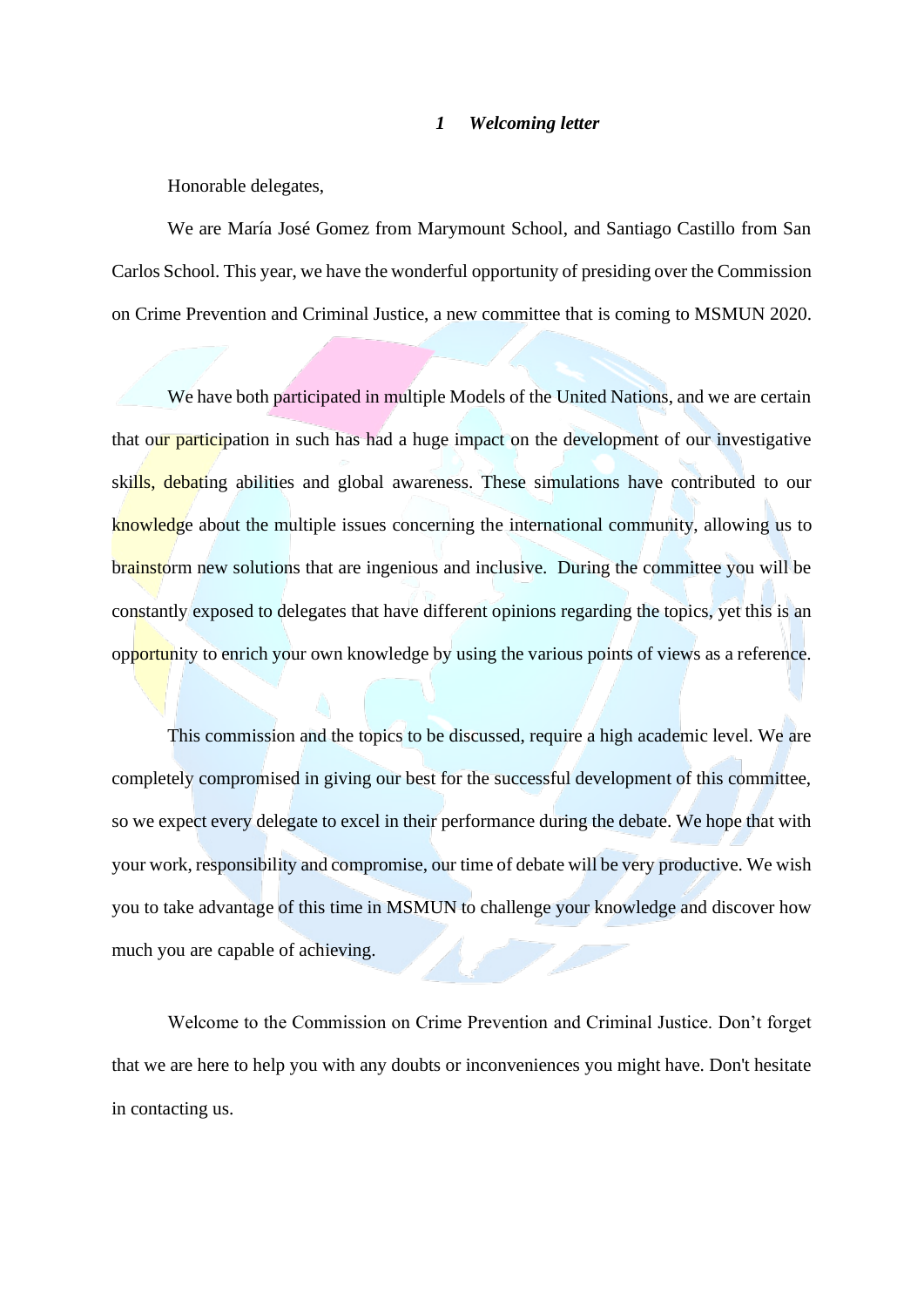## *1 Welcoming letter*

Honorable delegates,

We are María José Gomez from Marymount School, and Santiago Castillo from San Carlos School. This year, we have the wonderful opportunity of presiding over the Commission on Crime Prevention and Criminal Justice, a new committee that is coming to MSMUN 2020.

We have both participated in multiple Models of the United Nations, and we are certain that our participation in such has had a huge impact on the development of our investigative skills, debating abilities and global awareness. These simulations have contributed to our knowledge about the multiple issues concerning the international community, allowing us to brainstorm new solutions that are ingenious and inclusive. During the committee you will be constantly exposed to delegates that have different opinions regarding the topics, yet this is an opportunity to enrich your own knowledge by using the various points of views as a reference.

This commission and the topics to be discussed, require a high academic level. We are completely compromised in giving our best for the successful development of this committee, so we expect every delegate to excel in their performance during the debate. We hope that with your work, responsibility and compromise, our time of debate will be very productive. We wish you to take advantage of this time in MSMUN to challenge your knowledge and discover how much you are capable of achieving.

Welcome to the Commission on Crime Prevention and Criminal Justice. Don't forget that we are here to help you with any doubts or inconveniences you might have. Don't hesitate in contacting us.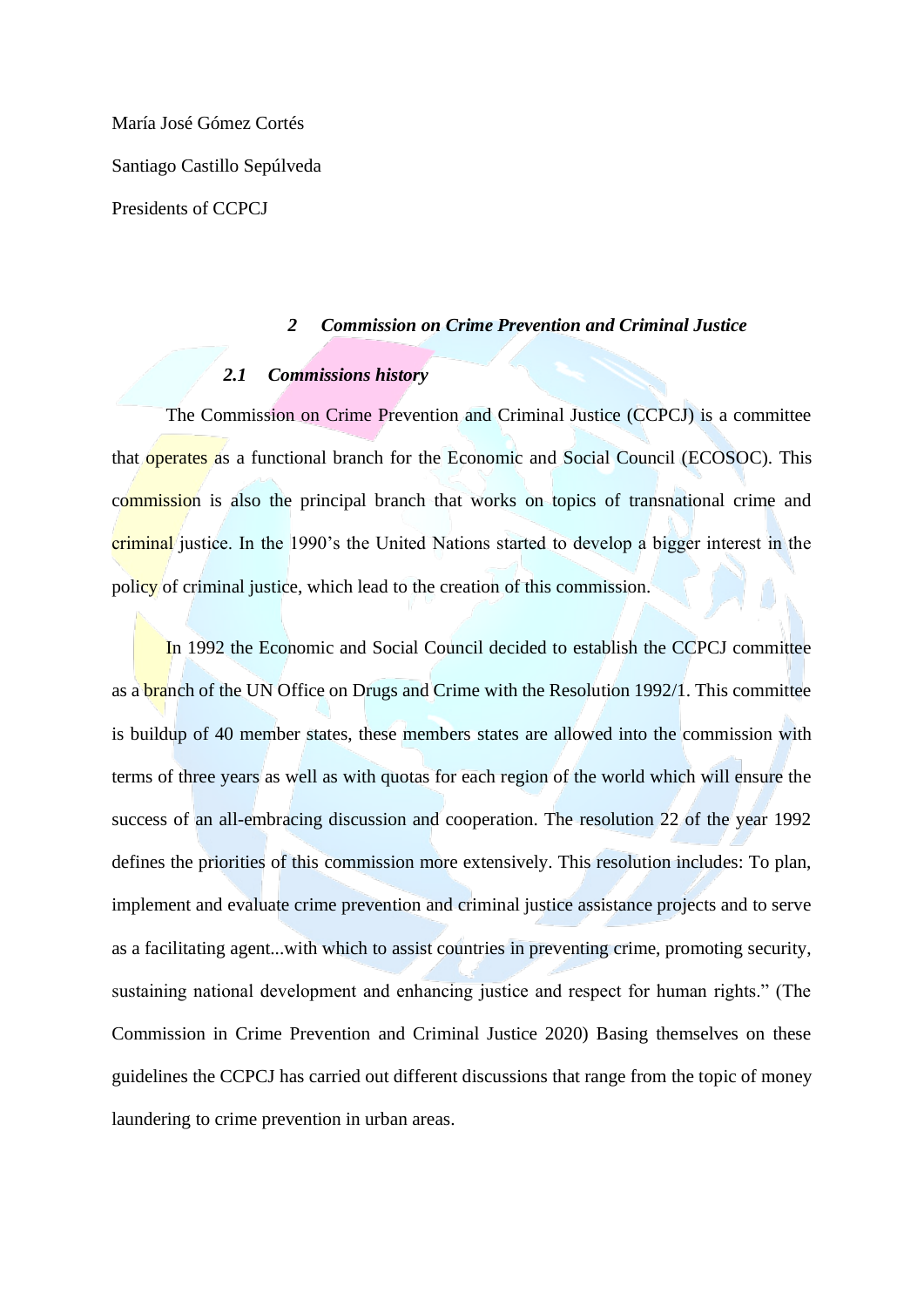María José Gómez Cortés

Santiago Castillo Sepúlveda

Presidents of CCPCJ

## *2 Commission on Crime Prevention and Criminal Justice*

### *2.1 Commissions history*

The Commission on Crime Prevention and Criminal Justice (CCPCJ) is a committee that operates as a functional branch for the Economic and Social Council (ECOSOC). This commission is also the principal branch that works on topics of transnational crime and criminal justice. In the 1990's the United Nations started to develop a bigger interest in the policy of criminal justice, which lead to the creation of this commission.

In 1992 the Economic and Social Council decided to establish the CCPCJ committee as a branch of the UN Office on Drugs and Crime with the Resolution 1992/1. This committee is buildup of 40 member states, these members states are allowed into the commission with terms of three years as well as with quotas for each region of the world which will ensure the success of an all-embracing discussion and cooperation. The resolution 22 of the year 1992 defines the priorities of this commission more extensively. This resolution includes: To plan, implement and evaluate crime prevention and criminal justice assistance projects and to serve as a facilitating agent...with which to assist countries in preventing crime, promoting security, sustaining national development and enhancing justice and respect for human rights." (The Commission in Crime Prevention and Criminal Justice 2020) Basing themselves on these guidelines the CCPCJ has carried out different discussions that range from the topic of money laundering to crime prevention in urban areas.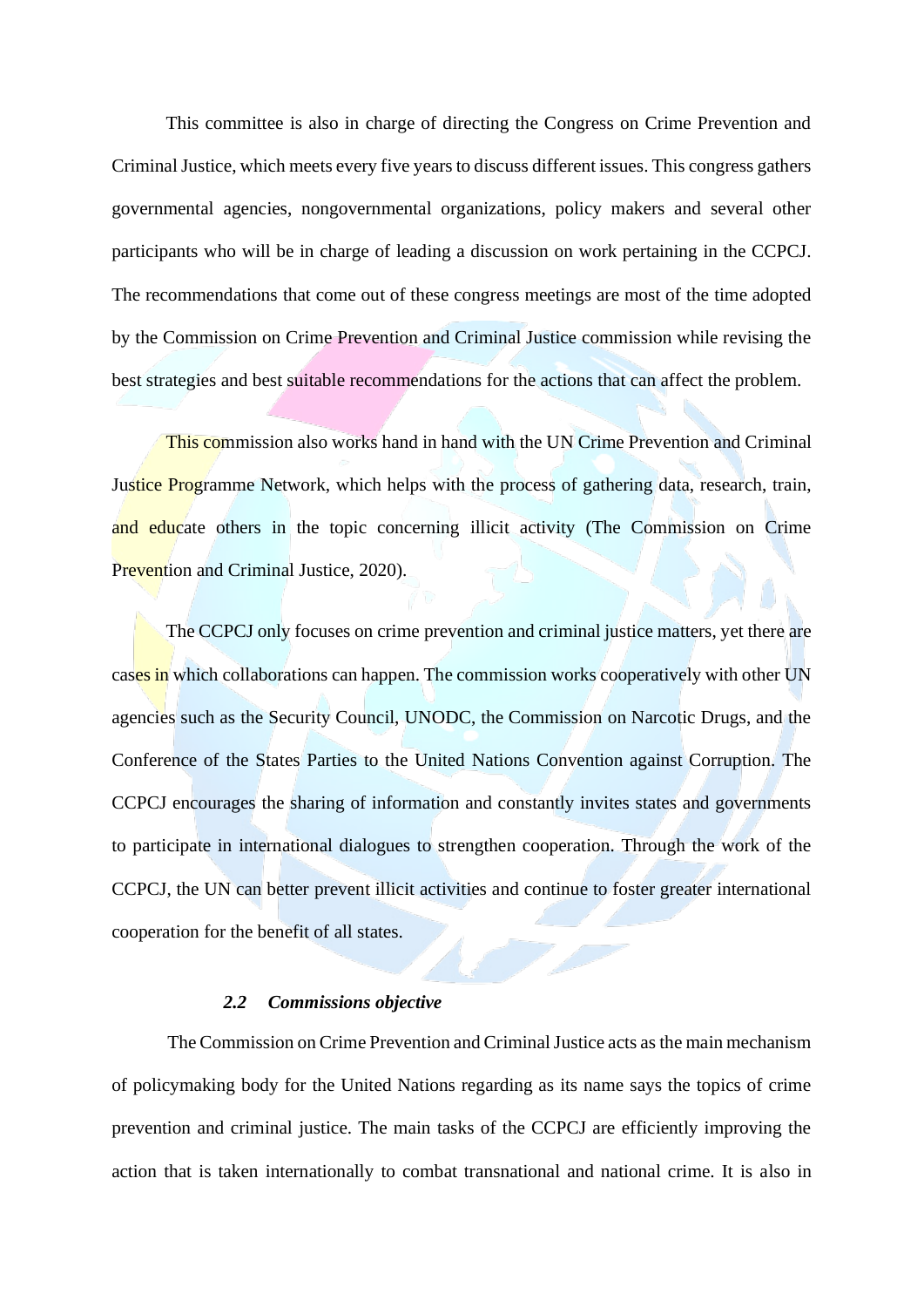This committee is also in charge of directing the Congress on Crime Prevention and Criminal Justice, which meets every five years to discuss different issues. This congress gathers governmental agencies, nongovernmental organizations, policy makers and several other participants who will be in charge of leading a discussion on work pertaining in the CCPCJ. The recommendations that come out of these congress meetings are most of the time adopted by the Commission on Crime Prevention and Criminal Justice commission while revising the best strategies and best suitable recommendations for the actions that can affect the problem.

This commission also works hand in hand with the UN Crime Prevention and Criminal Justice Programme Network, which helps with the process of gathering data, research, train, and educate others in the topic concerning illicit activity (The Commission on Crime Prevention and Criminal Justice, 2020).

The CCPCJ only focuses on crime prevention and criminal justice matters, yet there are cases in which collaborations can happen. The commission works cooperatively with other UN agencies such as the Security Council, UNODC, the Commission on Narcotic Drugs, and the Conference of the States Parties to the United Nations Convention against Corruption. The CCPCJ encourages the sharing of information and constantly invites states and governments to participate in international dialogues to strengthen cooperation. Through the work of the CCPCJ, the UN can better prevent illicit activities and continue to foster greater international cooperation for the benefit of all states.

### *2.2 Commissions objective*

The Commission on Crime Prevention and Criminal Justice acts as the main mechanism of policymaking body for the United Nations regarding as its name says the topics of crime prevention and criminal justice. The main tasks of the CCPCJ are efficiently improving the action that is taken internationally to combat transnational and national crime. It is also in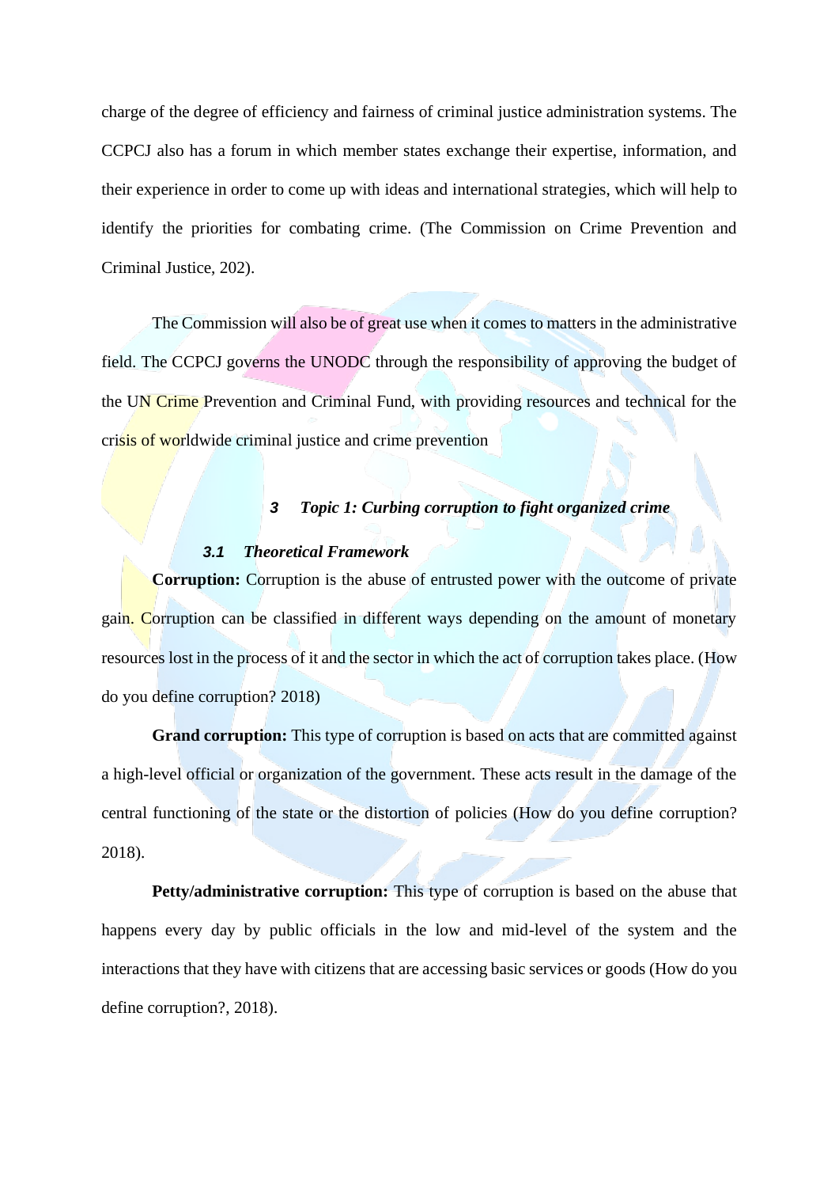charge of the degree of efficiency and fairness of criminal justice administration systems. The CCPCJ also has a forum in which member states exchange their expertise, information, and their experience in order to come up with ideas and international strategies, which will help to identify the priorities for combating crime. (The Commission on Crime Prevention and Criminal Justice, 202).

The Commission will also be of great use when it comes to matters in the administrative field. The CCPCJ governs the UNODC through the responsibility of approving the budget of the UN Crime Prevention and Criminal Fund, with providing resources and technical for the crisis of worldwide criminal justice and crime prevention

## 3 Topic 1: Curbing corruption to fight organized crime

### 3.1 Theoretical Framework

**Corruption:** Corruption is the abuse of entrusted power with the outcome of private gain. Corruption can be classified in different ways depending on the amount of monetary resources lost in the process of it and the sector in which the act of corruption takes place. (How do you define corruption? 2018)

**Grand corruption:** This type of corruption is based on acts that are committed against a high-level official or organization of the government. These acts result in the damage of the central functioning of the state or the distortion of policies (How do you define corruption? 2018).

**Petty/administrative corruption:** This type of corruption is based on the abuse that happens every day by public officials in the low and mid-level of the system and the interactions that they have with citizens that are accessing basic services or goods (How do you define corruption?, 2018).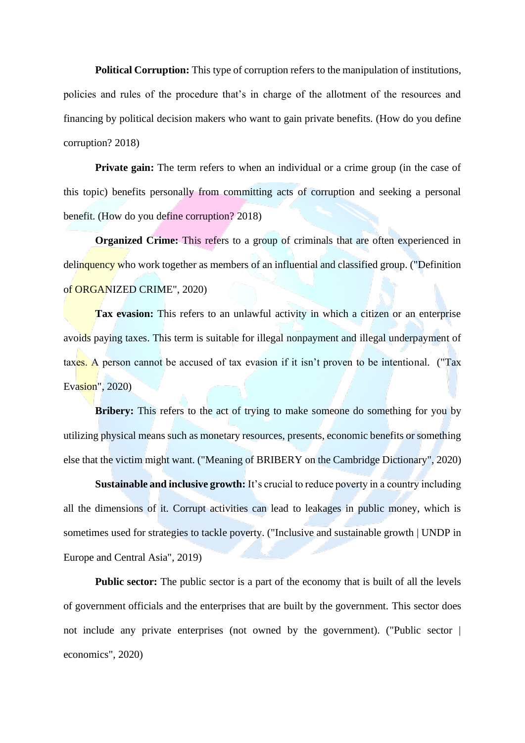**Political Corruption:** This type of corruption refers to the manipulation of institutions, policies and rules of the procedure that's in charge of the allotment of the resources and financing by political decision makers who want to gain private benefits. (How do you define corruption? 2018)

**Private gain:** The term refers to when an individual or a crime group (in the case of this topic) benefits personally from committing acts of corruption and seeking a personal benefit. (How do you define corruption? 2018)

**Organized Crime:** This refers to a group of criminals that are often experienced in delinquency who work together as members of an influential and classified group. ("Definition of ORGANIZED CRIME", 2020)

**Tax evasion:** This refers to an unlawful activity in which a citizen or an enterprise avoids paying taxes. This term is suitable for illegal nonpayment and illegal underpayment of taxes. A person cannot be accused of tax evasion if it isn't proven to be intentional. ("Tax Evasion", 2020)

**Bribery:** This refers to the act of trying to make someone do something for you by utilizing physical means such as monetary resources, presents, economic benefits or something else that the victim might want. ("Meaning of BRIBERY on the Cambridge Dictionary", 2020)

**Sustainable and inclusive growth:** It's crucial to reduce poverty in a country including all the dimensions of it. Corrupt activities can lead to leakages in public money, which is sometimes used for strategies to tackle poverty. ("Inclusive and sustainable growth | UNDP in Europe and Central Asia", 2019)

**Public sector:** The public sector is a part of the economy that is built of all the levels of government officials and the enterprises that are built by the government. This sector does not include any private enterprises (not owned by the government). ("Public sector | economics", 2020)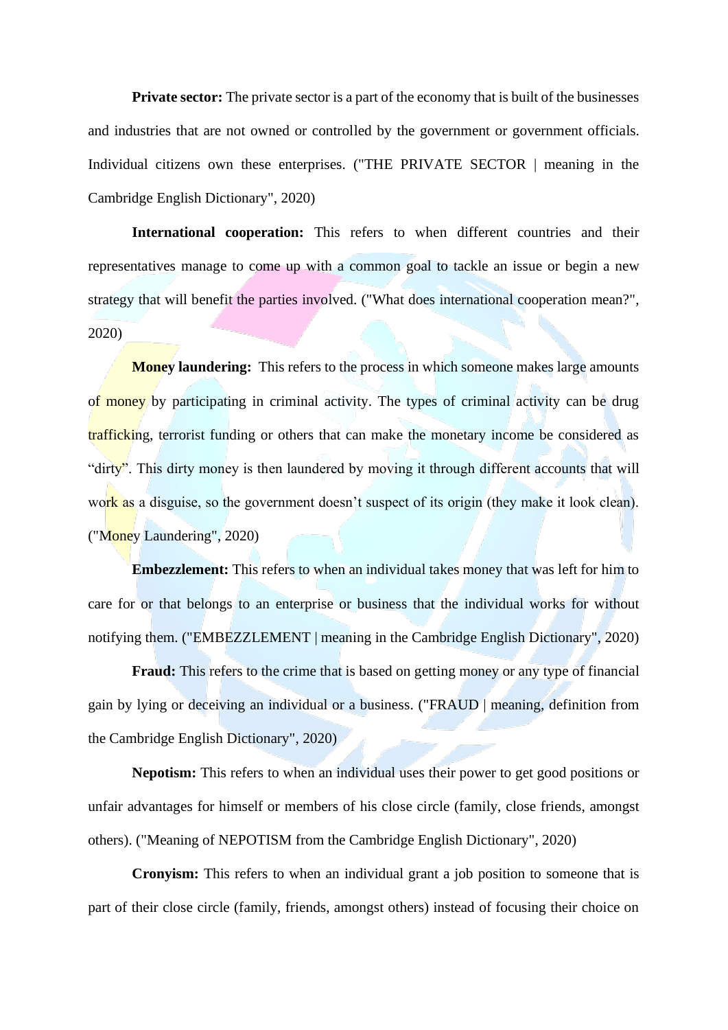**Private sector:** The private sector is a part of the economy that is built of the businesses and industries that are not owned or controlled by the government or government officials. Individual citizens own these enterprises. ("THE PRIVATE SECTOR | meaning in the Cambridge English Dictionary", 2020)

**International cooperation:** This refers to when different countries and their representatives manage to come up with a common goal to tackle an issue or begin a new strategy that will benefit the parties involved. ("What does international cooperation mean?", 2020)

**Money laundering:** This refers to the process in which someone makes large amounts of money by participating in criminal activity. The types of criminal activity can be drug trafficking, terrorist funding or others that can make the monetary income be considered as "dirty". This dirty money is then laundered by moving it through different accounts that will work as a disguise, so the government doesn't suspect of its origin (they make it look clean). ("Money Laundering", 2020)

**Embezzlement:** This refers to when an individual takes money that was left for him to care for or that belongs to an enterprise or business that the individual works for without notifying them. ("EMBEZZLEMENT | meaning in the Cambridge English Dictionary", 2020)

**Fraud:** This refers to the crime that is based on getting money or any type of financial gain by lying or deceiving an individual or a business. ("FRAUD | meaning, definition from the Cambridge English Dictionary", 2020)

**Nepotism:** This refers to when an individual uses their power to get good positions or unfair advantages for himself or members of his close circle (family, close friends, amongst others). ("Meaning of NEPOTISM from the Cambridge English Dictionary", 2020)

**Cronyism:** This refers to when an individual grant a job position to someone that is part of their close circle (family, friends, amongst others) instead of focusing their choice on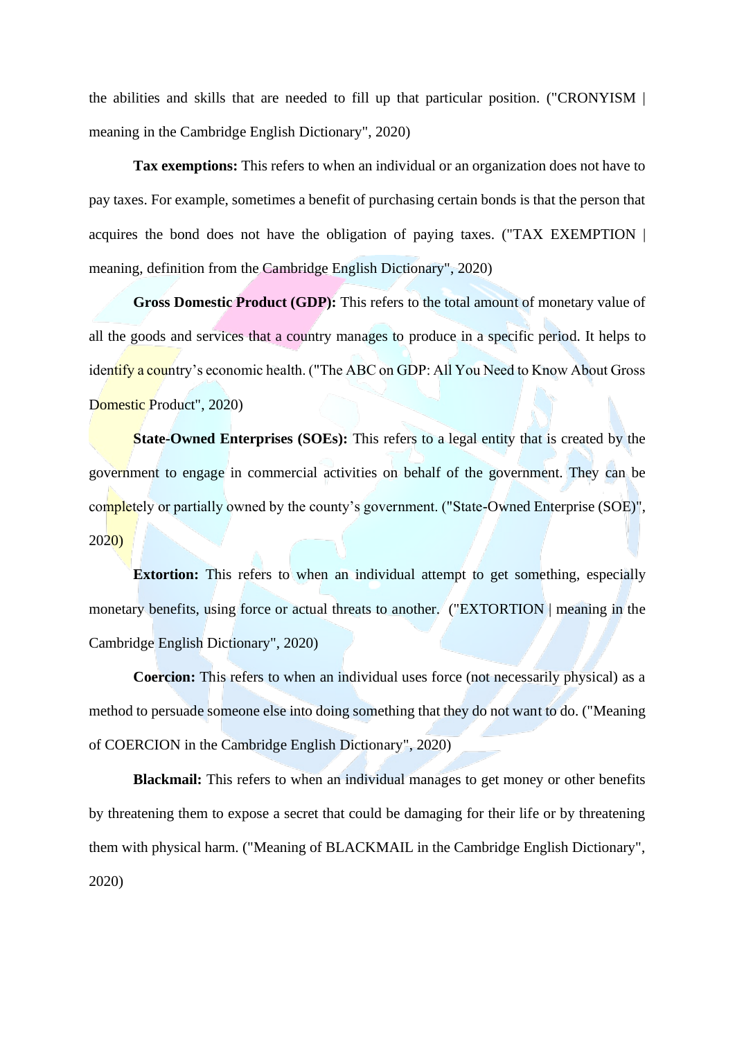the abilities and skills that are needed to fill up that particular position. ("CRONYISM | meaning in the Cambridge English Dictionary", 2020)

**Tax exemptions:** This refers to when an individual or an organization does not have to pay taxes. For example, sometimes a benefit of purchasing certain bonds is that the person that acquires the bond does not have the obligation of paying taxes. ("TAX EXEMPTION | meaning, definition from the Cambridge English Dictionary", 2020)

**Gross Domestic Product (GDP):** This refers to the total amount of monetary value of all the goods and services that a country manages to produce in a specific period. It helps to identify a country's economic health. ("The ABC on GDP: All You Need to Know About Gross Domestic Product", 2020)

**State-Owned Enterprises (SOEs):** This refers to a legal entity that is created by the government to engage in commercial activities on behalf of the government. They can be completely or partially owned by the county's government. ("State-Owned Enterprise (SOE)", 2020)

**Extortion:** This refers to when an individual attempt to get something, especially monetary benefits, using force or actual threats to another. ("EXTORTION | meaning in the Cambridge English Dictionary", 2020)

**Coercion:** This refers to when an individual uses force (not necessarily physical) as a method to persuade someone else into doing something that they do not want to do. ("Meaning of COERCION in the Cambridge English Dictionary", 2020)

**Blackmail:** This refers to when an individual manages to get money or other benefits by threatening them to expose a secret that could be damaging for their life or by threatening them with physical harm. ("Meaning of BLACKMAIL in the Cambridge English Dictionary", 2020)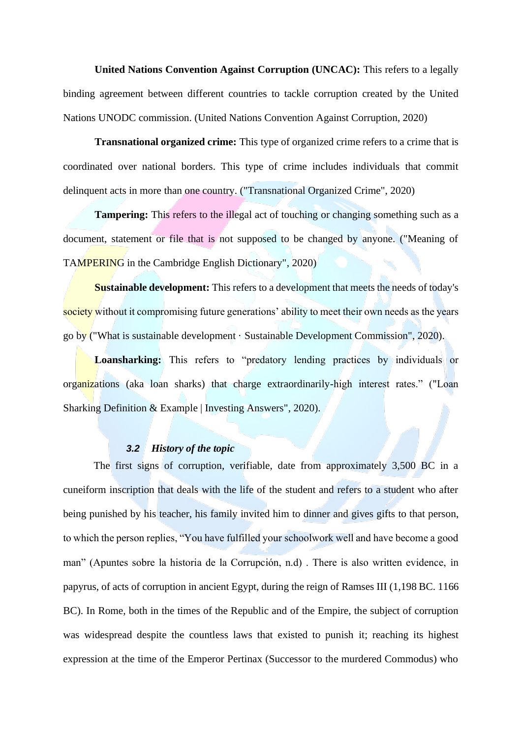**United Nations Convention Against Corruption (UNCAC):** This refers to a legally binding agreement between different countries to tackle corruption created by the United Nations UNODC commission. (United Nations Convention Against Corruption, 2020)

**Transnational organized crime:** This type of organized crime refers to a crime that is coordinated over national borders. This type of crime includes individuals that commit delinquent acts in more than one country. ("Transnational Organized Crime", 2020)

**Tampering:** This refers to the illegal act of touching or changing something such as a document, statement or file that is not supposed to be changed by anyone. ("Meaning of TAMPERING in the Cambridge English Dictionary", 2020)

**Sustainable development:** This refers to a development that meets the needs of today's society without it compromising future generations' ability to meet their own needs as the years go by ("What is sustainable development · Sustainable Development Commission", 2020).

**Loansharking:** This refers to "predatory lending practices by individuals or organizations (aka loan sharks) that charge extraordinarily-high interest rates." ("Loan Sharking Definition & Example | Investing Answers", 2020).

### *3.2 History of the topic*

The first signs of corruption, verifiable, date from approximately 3,500 BC in a cuneiform inscription that deals with the life of the student and refers to a student who after being punished by his teacher, his family invited him to dinner and gives gifts to that person, to which the person replies, "You have fulfilled your schoolwork well and have become a good man" (Apuntes sobre la historia de la Corrupción, n.d) . There is also written evidence, in papyrus, of acts of corruption in ancient Egypt, during the reign of Ramses III (1,198 BC. 1166 BC). In Rome, both in the times of the Republic and of the Empire, the subject of corruption was widespread despite the countless laws that existed to punish it; reaching its highest expression at the time of the Emperor Pertinax (Successor to the murdered Commodus) who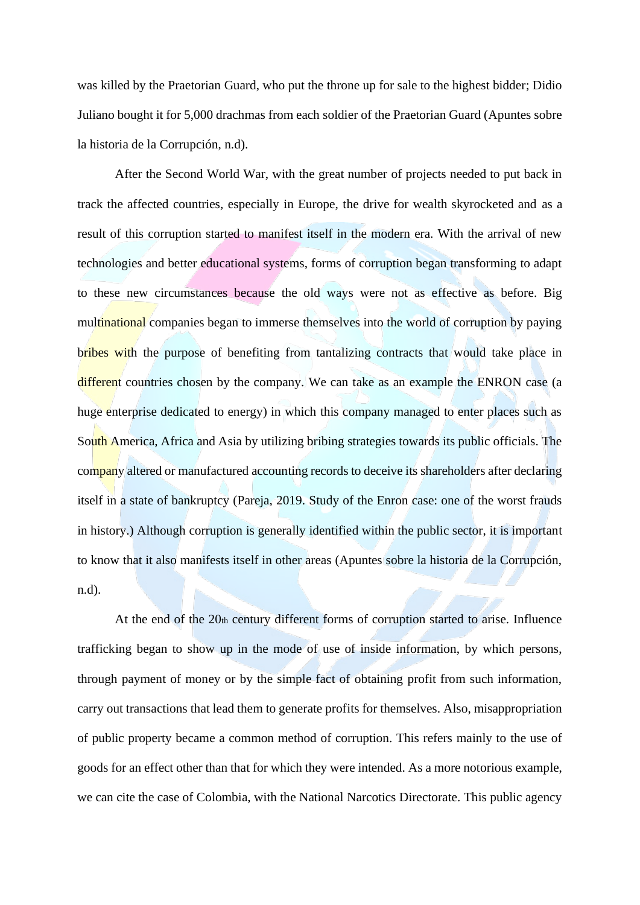was killed by the Praetorian Guard, who put the throne up for sale to the highest bidder; Didio Juliano bought it for 5,000 drachmas from each soldier of the Praetorian Guard (Apuntes sobre la historia de la Corrupción, n.d).

After the Second World War, with the great number of projects needed to put back in track the affected countries, especially in Europe, the drive for wealth skyrocketed and as a result of this corruption started to manifest itself in the modern era. With the arrival of new technologies and better educational systems, forms of corruption began transforming to adapt to these new circumstances because the old ways were not as effective as before. Big multinational companies began to immerse themselves into the world of corruption by paying bribes with the purpose of benefiting from tantalizing contracts that would take place in different countries chosen by the company. We can take as an example the ENRON case (a huge enterprise dedicated to energy) in which this company managed to enter places such as South America, Africa and Asia by utilizing bribing strategies towards its public officials. The company altered or manufactured accounting records to deceive its shareholders after declaring itself in a state of bankruptcy (Pareja, 2019. Study of the Enron case: one of the worst frauds in history.) Although corruption is generally identified within the public sector, it is important to know that it also manifests itself in other areas (Apuntes sobre la historia de la Corrupción, n.d).

At the end of the 20th century different forms of corruption started to arise. Influence trafficking began to show up in the mode of use of inside information, by which persons, through payment of money or by the simple fact of obtaining profit from such information, carry out transactions that lead them to generate profits for themselves. Also, misappropriation of public property became a common method of corruption. This refers mainly to the use of goods for an effect other than that for which they were intended. As a more notorious example, we can cite the case of Colombia, with the National Narcotics Directorate. This public agency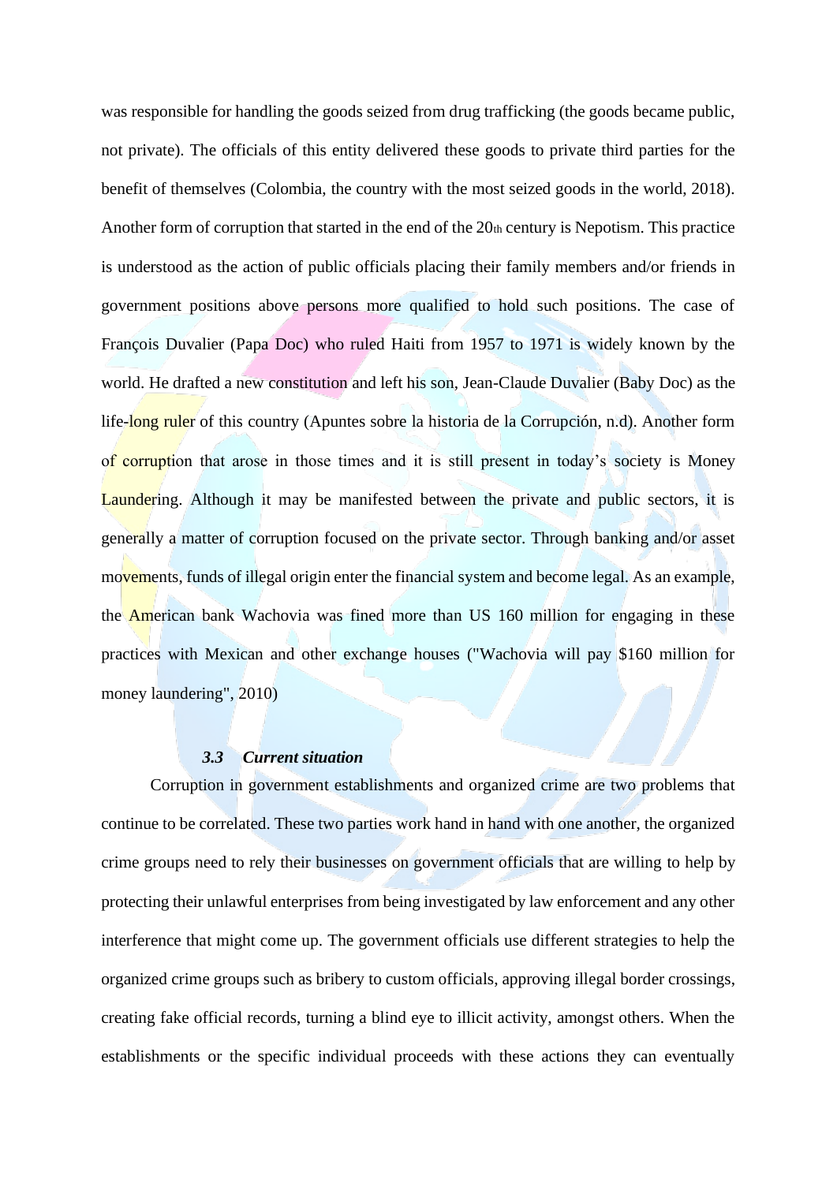was responsible for handling the goods seized from drug trafficking (the goods became public, not private). The officials of this entity delivered these goods to private third parties for the benefit of themselves (Colombia, the country with the most seized goods in the world, 2018). Another form of corruption that started in the end of the 20th century is Nepotism. This practice is understood as the action of public officials placing their family members and/or friends in government positions above persons more qualified to hold such positions. The case of François Duvalier (Papa Doc) who ruled Haiti from 1957 to 1971 is widely known by the world. He drafted a new constitution and left his son, Jean-Claude Duvalier (Baby Doc) as the life-long ruler of this country (Apuntes sobre la historia de la Corrupción, n.d). Another form of corruption that arose in those times and it is still present in today's society is Money Laundering. Although it may be manifested between the private and public sectors, it is generally a matter of corruption focused on the private sector. Through banking and/or asset movements, funds of illegal origin enter the financial system and become legal. As an example, the American bank Wachovia was fined more than US 160 million for engaging in these practices with Mexican and other exchange houses ("Wachovia will pay $160 million for money laundering", 2010)

### *3.3 Current situation*

Corruption in government establishments and organized crime are two problems that continue to be correlated. These two parties work hand in hand with one another, the organized crime groups need to rely their businesses on government officials that are willing to help by protecting their unlawful enterprises from being investigated by law enforcement and any other interference that might come up. The government officials use different strategies to help the organized crime groups such as bribery to custom officials, approving illegal border crossings, creating fake official records, turning a blind eye to illicit activity, amongst others. When the establishments or the specific individual proceeds with these actions they can eventually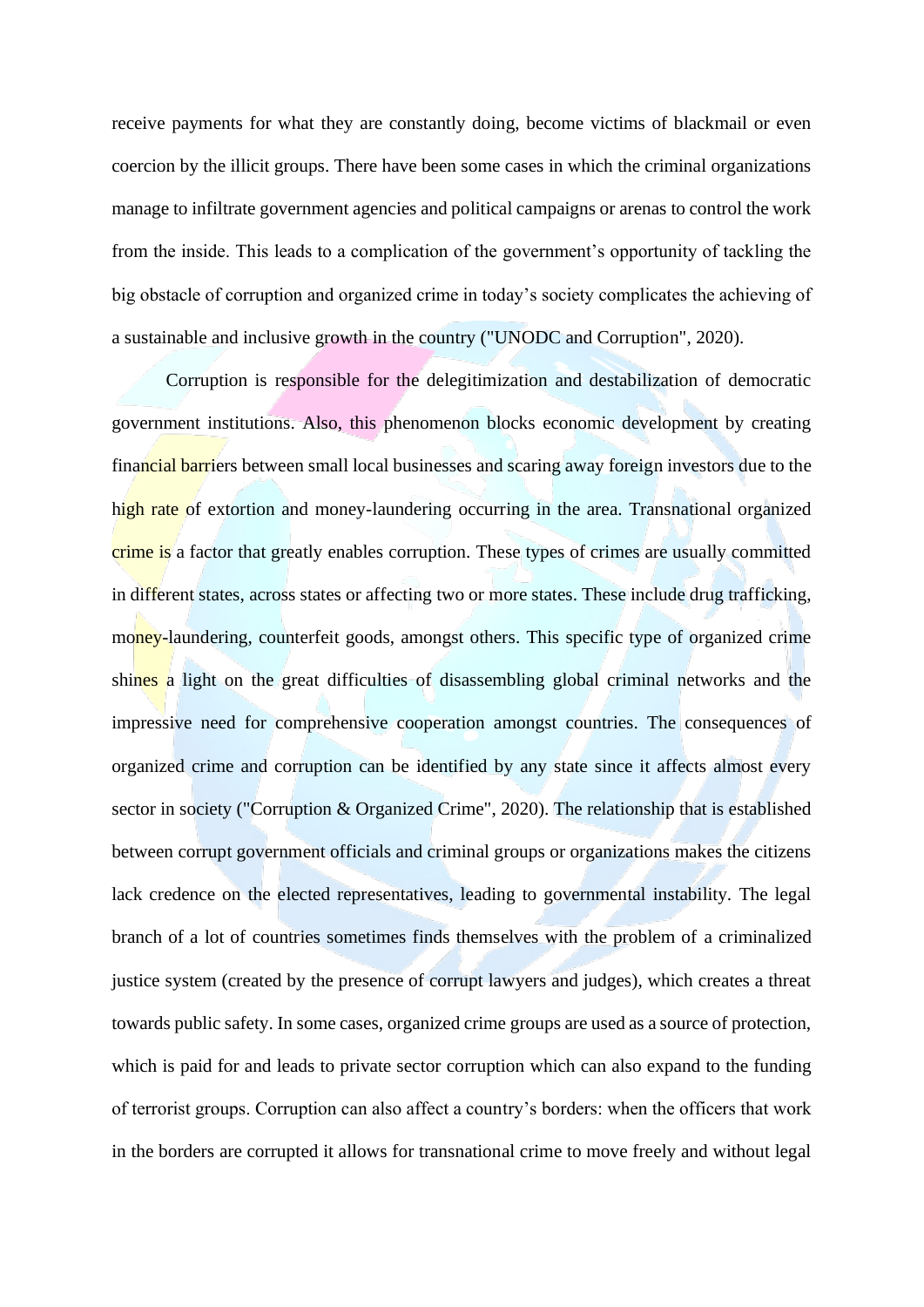receive payments for what they are constantly doing, become victims of blackmail or even coercion by the illicit groups. There have been some cases in which the criminal organizations manage to infiltrate government agencies and political campaigns or arenas to control the work from the inside. This leads to a complication of the government's opportunity of tackling the big obstacle of corruption and organized crime in today's society complicates the achieving of a sustainable and inclusive growth in the country ("UNODC and Corruption", 2020).

Corruption is responsible for the delegitimization and destabilization of democratic government institutions. Also, this phenomenon blocks economic development by creating financial barriers between small local businesses and scaring away foreign investors due to the high rate of extortion and money-laundering occurring in the area. Transnational organized crime is a factor that greatly enables corruption. These types of crimes are usually committed in different states, across states or affecting two or more states. These include drug trafficking, money-laundering, counterfeit goods, amongst others. This specific type of organized crime shines a light on the great difficulties of disassembling global criminal networks and the impressive need for comprehensive cooperation amongst countries. The consequences of organized crime and corruption can be identified by any state since it affects almost every sector in society ("Corruption & Organized Crime", 2020). The relationship that is established between corrupt government officials and criminal groups or organizations makes the citizens lack credence on the elected representatives, leading to governmental instability. The legal branch of a lot of countries sometimes finds themselves with the problem of a criminalized justice system (created by the presence of corrupt lawyers and judges), which creates a threat towards public safety. In some cases, organized crime groups are used as a source of protection, which is paid for and leads to private sector corruption which can also expand to the funding of terrorist groups. Corruption can also affect a country's borders: when the officers that work in the borders are corrupted it allows for transnational crime to move freely and without legal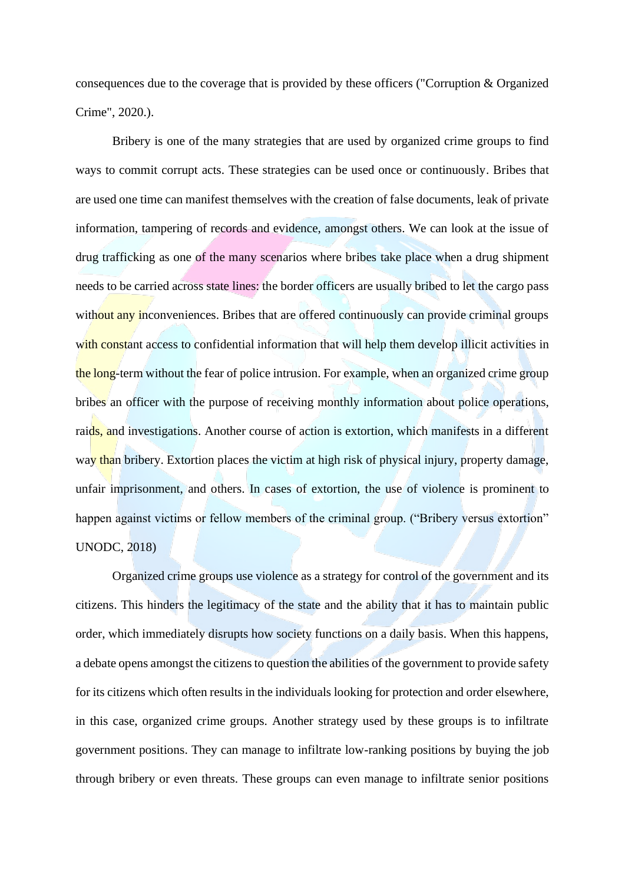consequences due to the coverage that is provided by these officers ("Corruption & Organized Crime", 2020.).

Bribery is one of the many strategies that are used by organized crime groups to find ways to commit corrupt acts. These strategies can be used once or continuously. Bribes that are used one time can manifest themselves with the creation of false documents, leak of private information, tampering of records and evidence, amongst others. We can look at the issue of drug trafficking as one of the many scenarios where bribes take place when a drug shipment needs to be carried across state lines: the border officers are usually bribed to let the cargo pass without any inconveniences. Bribes that are offered continuously can provide criminal groups with constant access to confidential information that will help them develop illicit activities in the long-term without the fear of police intrusion. For example, when an organized crime group bribes an officer with the purpose of receiving monthly information about police operations, raids, and investigations. Another course of action is extortion, which manifests in a different way than bribery. Extortion places the victim at high risk of physical injury, property damage, unfair imprisonment, and others. In cases of extortion, the use of violence is prominent to happen against victims or fellow members of the criminal group. ("Bribery versus extortion" UNODC, 2018)

Organized crime groups use violence as a strategy for control of the government and its citizens. This hinders the legitimacy of the state and the ability that it has to maintain public order, which immediately disrupts how society functions on a daily basis. When this happens, a debate opens amongst the citizens to question the abilities of the government to provide safety for its citizens which often results in the individuals looking for protection and order elsewhere, in this case, organized crime groups. Another strategy used by these groups is to infiltrate government positions. They can manage to infiltrate low-ranking positions by buying the job through bribery or even threats. These groups can even manage to infiltrate senior positions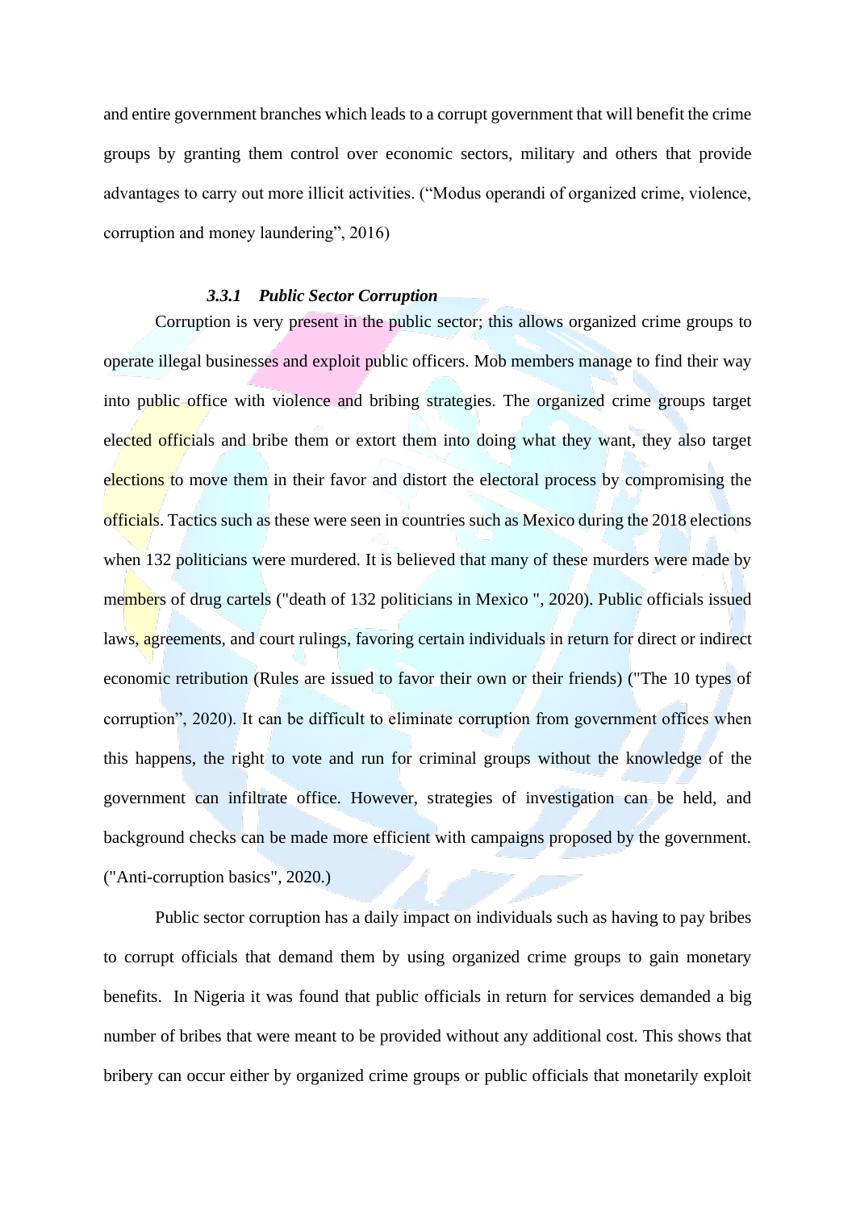and entire government branches which leads to a corrupt government that will benefit the crime groups by granting them control over economic sectors, military and others that provide advantages to carry out more illicit activities. (“Modus operandi of organized crime, violence, corruption and money laundering”, 2016)

### *3.3.1 Public Sector Corruption*

Corruption is very present in the public sector; this allows organized crime groups to operate illegal businesses and exploit public officers. Mob members manage to find their way into public office with violence and bribing strategies. The organized crime groups target elected officials and bribe them or extort them into doing what they want, they also target elections to move them in their favor and distort the electoral process by compromising the officials. Tactics such as these were seen in countries such as Mexico during the 2018 elections when 132 politicians were murdered. It is believed that many of these murders were made by members of drug cartels ("death of 132 politicians in Mexico ", 2020). Public officials issued laws, agreements, and court rulings, favoring certain individuals in return for direct or indirect economic retribution (Rules are issued to favor their own or their friends) ("The 10 types of corruption”, 2020). It can be difficult to eliminate corruption from government offices when this happens, the right to vote and run for criminal groups without the knowledge of the government can infiltrate office. However, strategies of investigation can be held, and background checks can be made more efficient with campaigns proposed by the government. ("Anti-corruption basics", 2020.)

Public sector corruption has a daily impact on individuals such as having to pay bribes to corrupt officials that demand them by using organized crime groups to gain monetary benefits. In Nigeria it was found that public officials in return for services demanded a big number of bribes that were meant to be provided without any additional cost. This shows that bribery can occur either by organized crime groups or public officials that monetarily exploit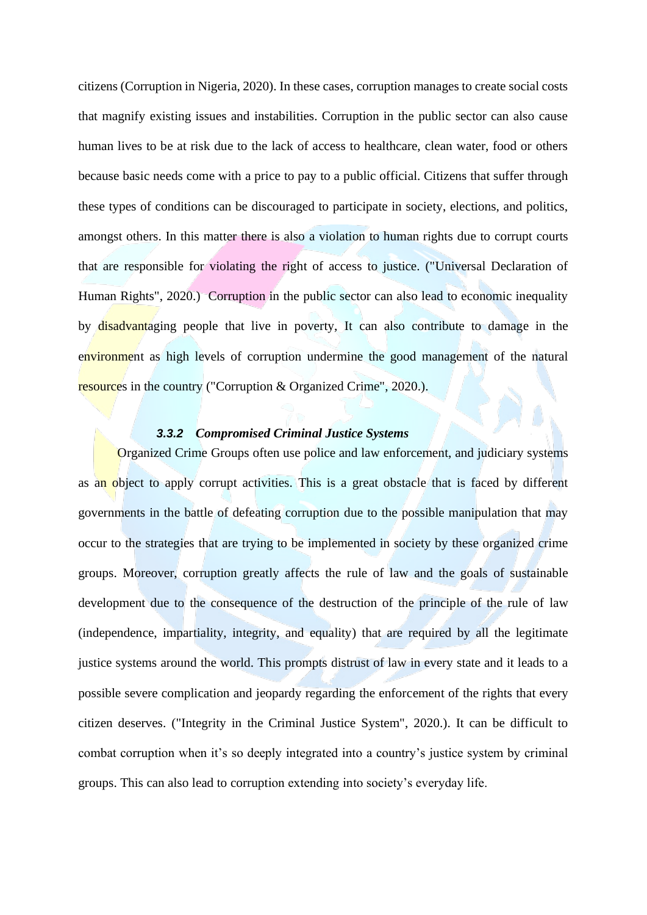citizens (Corruption in Nigeria, 2020). In these cases, corruption manages to create social costs that magnify existing issues and instabilities. Corruption in the public sector can also cause human lives to be at risk due to the lack of access to healthcare, clean water, food or others because basic needs come with a price to pay to a public official. Citizens that suffer through these types of conditions can be discouraged to participate in society, elections, and politics, amongst others. In this matter there is also a violation to human rights due to corrupt courts that are responsible for violating the right of access to justice. ("Universal Declaration of Human Rights", 2020.)  Corruption in the public sector can also lead to economic inequality by disadvantaging people that live in poverty, It can also contribute to damage in the environment as high levels of corruption undermine the good management of the natural resources in the country ("Corruption & Organized Crime", 2020.).

#### *3.3.2 Compromised Criminal Justice Systems*

Organized Crime Groups often use police and law enforcement, and judiciary systems as an object to apply corrupt activities. This is a great obstacle that is faced by different governments in the battle of defeating corruption due to the possible manipulation that may occur to the strategies that are trying to be implemented in society by these organized crime groups. Moreover, corruption greatly affects the rule of law and the goals of sustainable development due to the consequence of the destruction of the principle of the rule of law (independence, impartiality, integrity, and equality) that are required by all the legitimate justice systems around the world. This prompts distrust of law in every state and it leads to a possible severe complication and jeopardy regarding the enforcement of the rights that every citizen deserves. ("Integrity in the Criminal Justice System", 2020.). It can be difficult to combat corruption when it's so deeply integrated into a country's justice system by criminal groups. This can also lead to corruption extending into society's everyday life.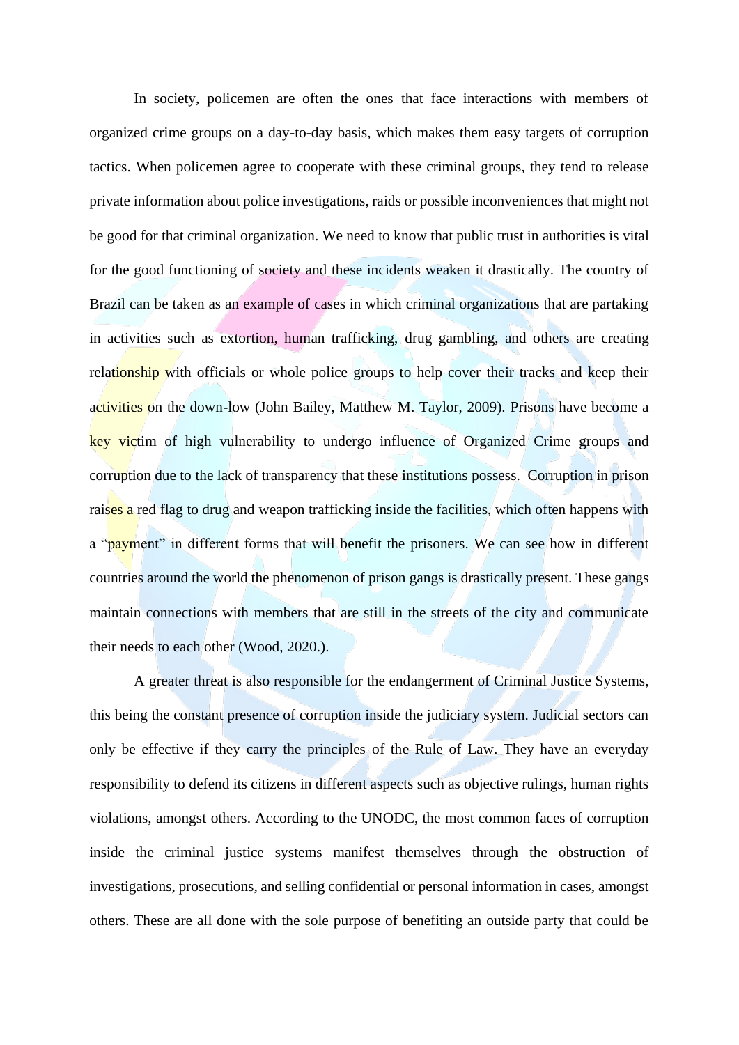In society, policemen are often the ones that face interactions with members of organized crime groups on a day-to-day basis, which makes them easy targets of corruption tactics. When policemen agree to cooperate with these criminal groups, they tend to release private information about police investigations, raids or possible inconveniences that might not be good for that criminal organization. We need to know that public trust in authorities is vital for the good functioning of society and these incidents weaken it drastically. The country of Brazil can be taken as an example of cases in which criminal organizations that are partaking in activities such as extortion, human trafficking, drug gambling, and others are creating relationship with officials or whole police groups to help cover their tracks and keep their activities on the down-low (John Bailey, Matthew M. Taylor, 2009). Prisons have become a key victim of high vulnerability to undergo influence of Organized Crime groups and corruption due to the lack of transparency that these institutions possess. Corruption in prison raises a red flag to drug and weapon trafficking inside the facilities, which often happens with a "payment" in different forms that will benefit the prisoners. We can see how in different countries around the world the phenomenon of prison gangs is drastically present. These gangs maintain connections with members that are still in the streets of the city and communicate their needs to each other (Wood, 2020.).

A greater threat is also responsible for the endangerment of Criminal Justice Systems, this being the constant presence of corruption inside the judiciary system. Judicial sectors can only be effective if they carry the principles of the Rule of Law. They have an everyday responsibility to defend its citizens in different aspects such as objective rulings, human rights violations, amongst others. According to the UNODC, the most common faces of corruption inside the criminal justice systems manifest themselves through the obstruction of investigations, prosecutions, and selling confidential or personal information in cases, amongst others. These are all done with the sole purpose of benefiting an outside party that could be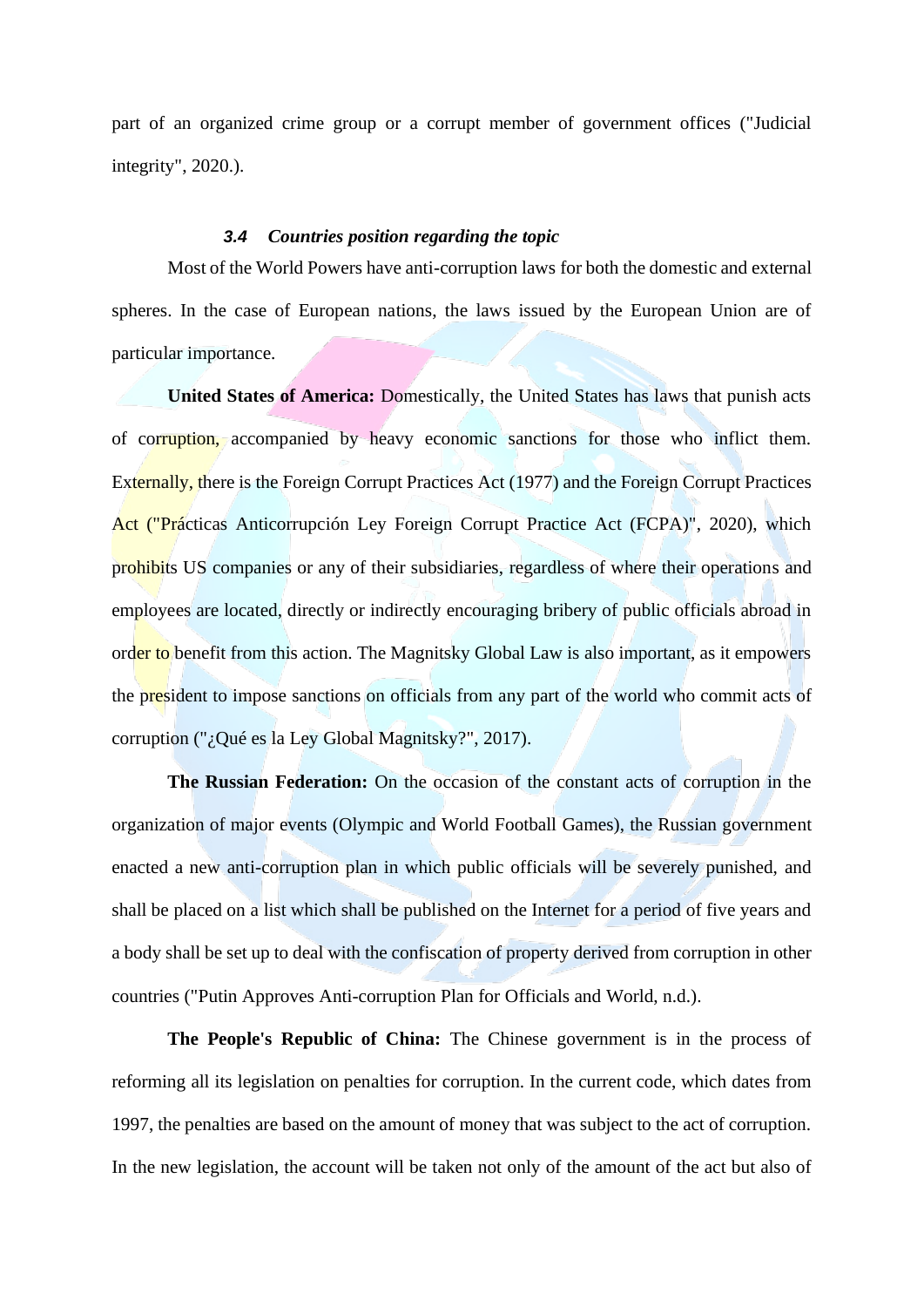part of an organized crime group or a corrupt member of government offices ("Judicial integrity", 2020.).

### *3.4 Countries position regarding the topic*

Most of the World Powers have anti-corruption laws for both the domestic and external spheres. In the case of European nations, the laws issued by the European Union are of particular importance.

**United States of America:** Domestically, the United States has laws that punish acts of corruption, accompanied by heavy economic sanctions for those who inflict them. Externally, there is the Foreign Corrupt Practices Act (1977) and the Foreign Corrupt Practices Act ("Prácticas Anticorrupción Ley Foreign Corrupt Practice Act (FCPA)", 2020), which prohibits US companies or any of their subsidiaries, regardless of where their operations and employees are located, directly or indirectly encouraging bribery of public officials abroad in order to benefit from this action. The Magnitsky Global Law is also important, as it empowers the president to impose sanctions on officials from any part of the world who commit acts of corruption ("¿Qué es la Ley Global Magnitsky?", 2017).

**The Russian Federation:** On the occasion of the constant acts of corruption in the organization of major events (Olympic and World Football Games), the Russian government enacted a new anti-corruption plan in which public officials will be severely punished, and shall be placed on a list which shall be published on the Internet for a period of five years and a body shall be set up to deal with the confiscation of property derived from corruption in other countries ("Putin Approves Anti-corruption Plan for Officials and World, n.d.).

**The People's Republic of China:** The Chinese government is in the process of reforming all its legislation on penalties for corruption. In the current code, which dates from 1997, the penalties are based on the amount of money that was subject to the act of corruption. In the new legislation, the account will be taken not only of the amount of the act but also of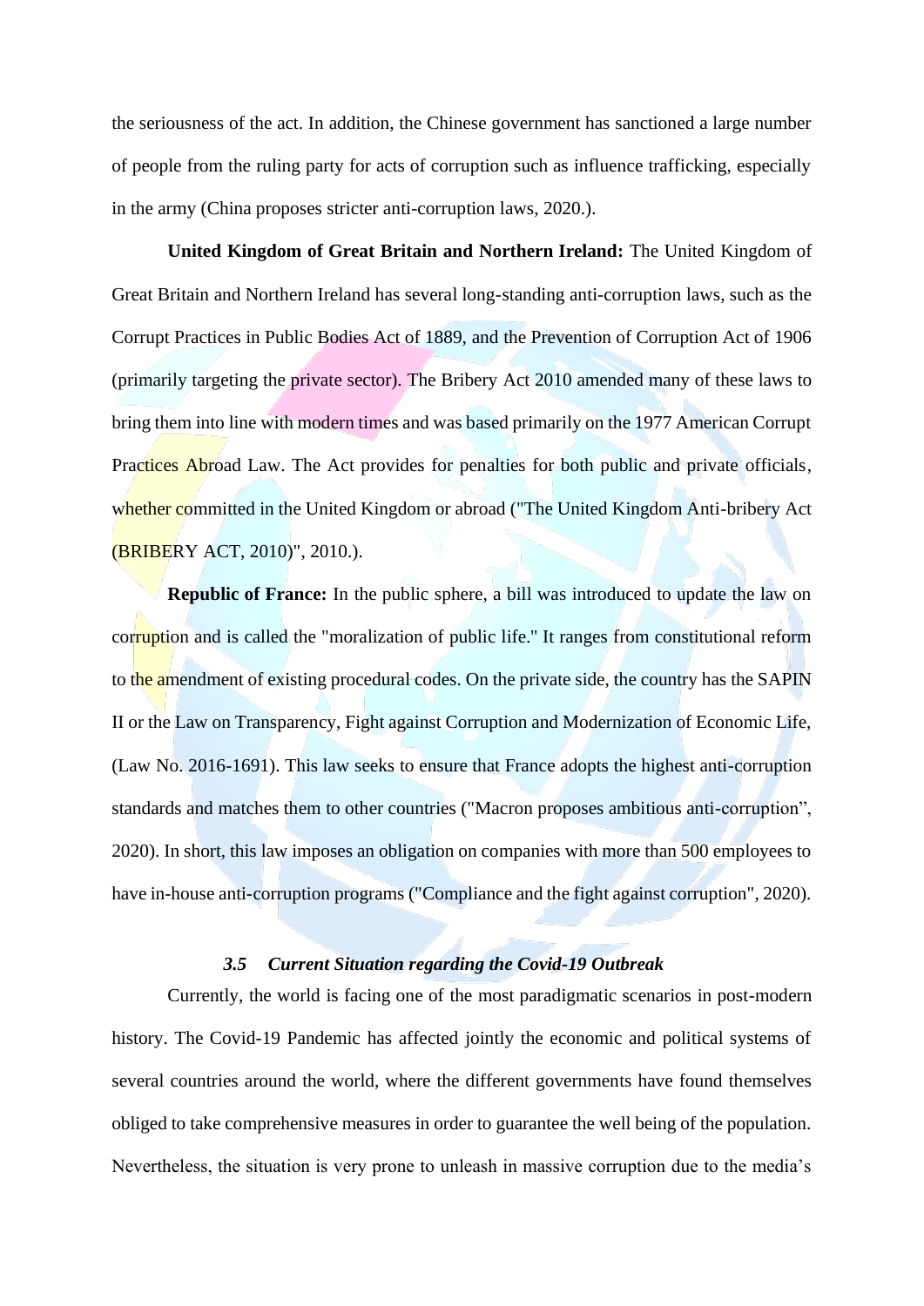the seriousness of the act. In addition, the Chinese government has sanctioned a large number of people from the ruling party for acts of corruption such as influence trafficking, especially in the army (China proposes stricter anti-corruption laws, 2020.).

**United Kingdom of Great Britain and Northern Ireland:** The United Kingdom of Great Britain and Northern Ireland has several long-standing anti-corruption laws, such as the Corrupt Practices in Public Bodies Act of 1889, and the Prevention of Corruption Act of 1906 (primarily targeting the private sector). The Bribery Act 2010 amended many of these laws to bring them into line with modern times and was based primarily on the 1977 American Corrupt Practices Abroad Law. The Act provides for penalties for both public and private officials, whether committed in the United Kingdom or abroad ("The United Kingdom Anti-bribery Act (BRIBERY ACT, 2010)", 2010.).

**Republic of France:** In the public sphere, a bill was introduced to update the law on corruption and is called the "moralization of public life." It ranges from constitutional reform to the amendment of existing procedural codes. On the private side, the country has the SAPIN II or the Law on Transparency, Fight against Corruption and Modernization of Economic Life, (Law No. 2016-1691). This law seeks to ensure that France adopts the highest anti-corruption standards and matches them to other countries ("Macron proposes ambitious anti-corruption", 2020). In short, this law imposes an obligation on companies with more than 500 employees to have in-house anti-corruption programs ("Compliance and the fight against corruption", 2020).

### *3.5 Current Situation regarding the Covid-19 Outbreak*

Currently, the world is facing one of the most paradigmatic scenarios in post-modern history. The Covid-19 Pandemic has affected jointly the economic and political systems of several countries around the world, where the different governments have found themselves obliged to take comprehensive measures in order to guarantee the well being of the population. Nevertheless, the situation is very prone to unleash in massive corruption due to the media's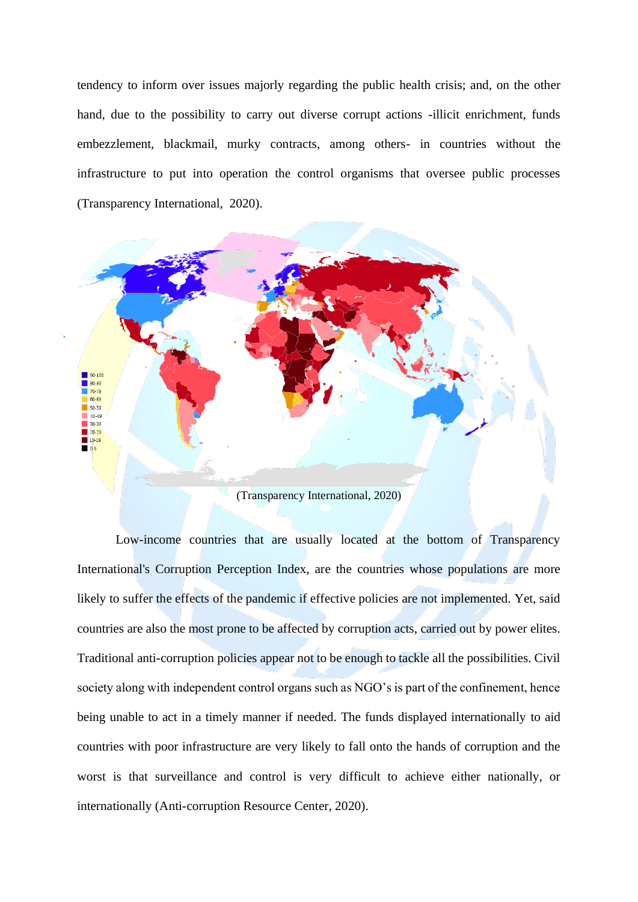tendency to inform over issues majorly regarding the public health crisis; and, on the other hand, due to the possibility to carry out diverse corrupt actions -illicit enrichment, funds embezzlement, blackmail, murky contracts, among others- in countries without the infrastructure to put into operation the control organisms that oversee public processes (Transparency International, 2020).

(Transparency International, 2020)

Low-income countries that are usually located at the bottom of Transparency International's Corruption Perception Index, are the countries whose populations are more likely to suffer the effects of the pandemic if effective policies are not implemented. Yet, said countries are also the most prone to be affected by corruption acts, carried out by power elites. Traditional anti-corruption policies appear not to be enough to tackle all the possibilities. Civil society along with independent control organs such as NGO's is part of the confinement, hence being unable to act in a timely manner if needed. The funds displayed internationally to aid countries with poor infrastructure are very likely to fall onto the hands of corruption and the worst is that surveillance and control is very difficult to achieve either nationally, or internationally (Anti-corruption Resource Center, 2020).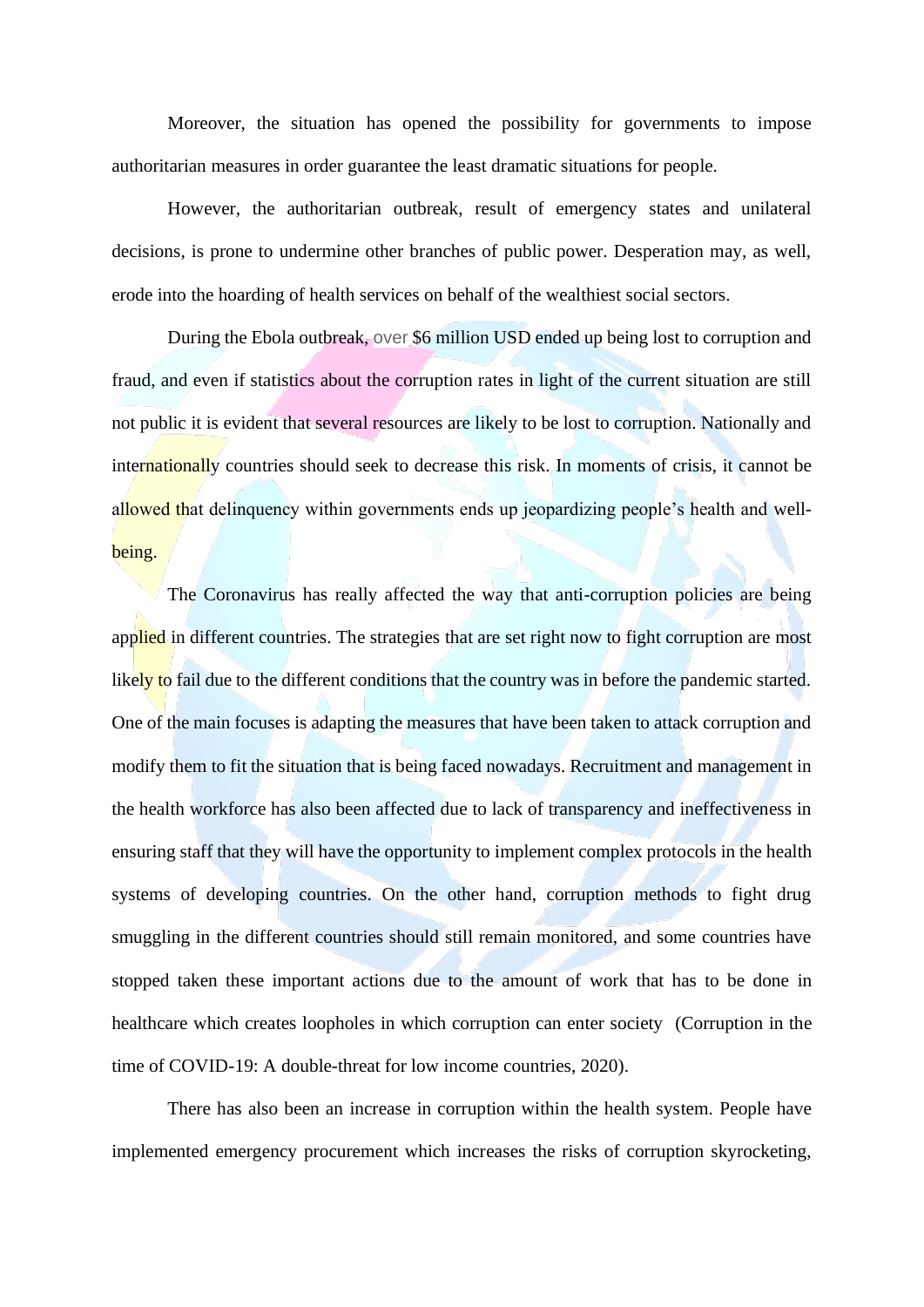Moreover, the situation has opened the possibility for governments to impose authoritarian measures in order guarantee the least dramatic situations for people.

However, the authoritarian outbreak, result of emergency states and unilateral decisions, is prone to undermine other branches of public power. Desperation may, as well, erode into the hoarding of health services on behalf of the wealthiest social sectors.

During the Ebola outbreak, over $6 million USD ended up being lost to corruption and fraud, and even if statistics about the corruption rates in light of the current situation are still not public it is evident that several resources are likely to be lost to corruption. Nationally and internationally countries should seek to decrease this risk. In moments of crisis, it cannot be allowed that delinquency within governments ends up jeopardizing people's health and well-being.

The Coronavirus has really affected the way that anti-corruption policies are being applied in different countries. The strategies that are set right now to fight corruption are most likely to fail due to the different conditions that the country was in before the pandemic started. One of the main focuses is adapting the measures that have been taken to attack corruption and modify them to fit the situation that is being faced nowadays. Recruitment and management in the health workforce has also been affected due to lack of transparency and ineffectiveness in ensuring staff that they will have the opportunity to implement complex protocols in the health systems of developing countries. On the other hand, corruption methods to fight drug smuggling in the different countries should still remain monitored, and some countries have stopped taken these important actions due to the amount of work that has to be done in healthcare which creates loopholes in which corruption can enter society (Corruption in the time of COVID-19: A double-threat for low income countries, 2020).

There has also been an increase in corruption within the health system. People have implemented emergency procurement which increases the risks of corruption skyrocketing,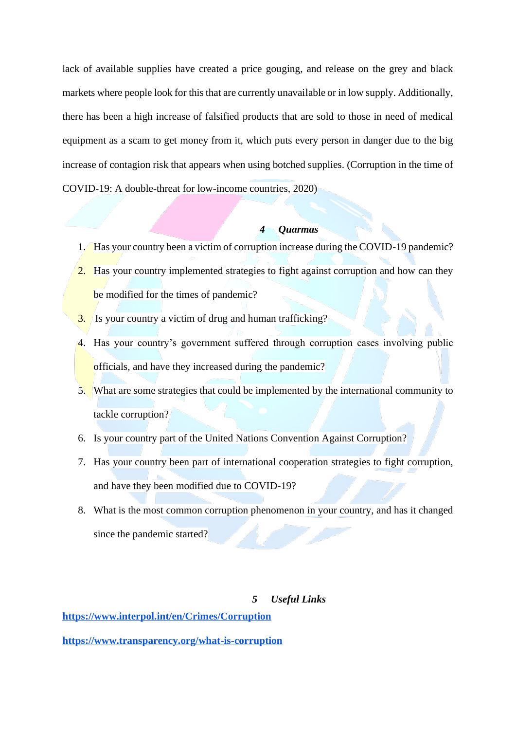lack of available supplies have created a price gouging, and release on the grey and black markets where people look for this that are currently unavailable or in low supply. Additionally, there has been a high increase of falsified products that are sold to those in need of medical equipment as a scam to get money from it, which puts every person in danger due to the big increase of contagion risk that appears when using botched supplies. (Corruption in the time of COVID-19: A double-threat for low-income countries, 2020)

## *4 Quarmas*

1. Has your country been a victim of corruption increase during the COVID-19 pandemic?
2. Has your country implemented strategies to fight against corruption and how can they be modified for the times of pandemic?
3. Is your country a victim of drug and human trafficking?
4. Has your country's government suffered through corruption cases involving public officials, and have they increased during the pandemic?
5. What are some strategies that could be implemented by the international community to tackle corruption?
6. Is your country part of the United Nations Convention Against Corruption?
7. Has your country been part of international cooperation strategies to fight corruption, and have they been modified due to COVID-19?
8. What is the most common corruption phenomenon in your country, and has it changed since the pandemic started?

## *5 Useful Links*

**https://www.interpol.int/en/Crimes/Corruption**

**https://www.transparency.org/what-is-corruption**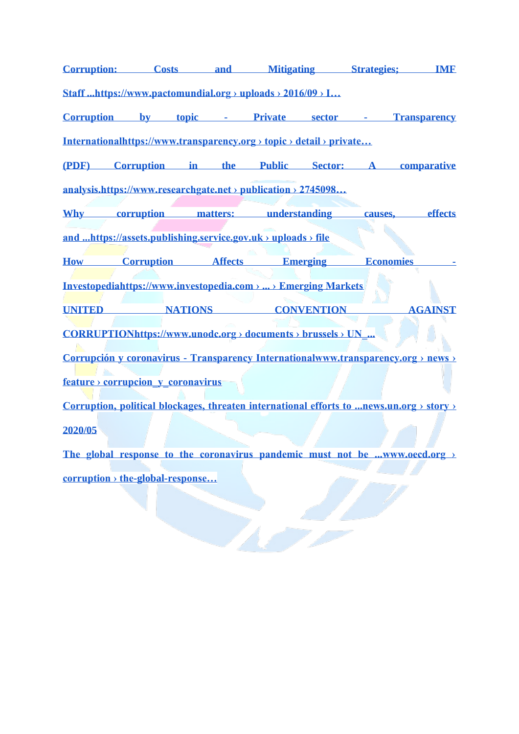**Corruption: Costs and Mitigating Strategies; IMF Staff ...https://www.pactomundial.org › uploads › 2016/09 › I…**

**Corruption by topic - Private sector - Transparency Internationalhttps://www.transparency.org › topic › detail › private…**

**(PDF) Corruption in the Public Sector: A comparative analysis.https://www.researchgate.net › publication › 2745098…**

**Why corruption matters: understanding causes, effects and ...https://assets.publishing.service.gov.uk › uploads › file**

**How Corruption Affects Emerging Economies - Investopediahttps://www.investopedia.com › ... › Emerging Markets**

**UNITED NATIONS CONVENTION AGAINST CORRUPTIONhttps://www.unodc.org › documents › brussels › UN_...**

**Corrupción y coronavirus - Transparency Internationalwww.transparency.org › news › feature › corrupcion_y_coronavirus**

**Corruption, political blockages, threaten international efforts to ...news.un.org › story › 2020/05**

**The global response to the coronavirus pandemic must not be ...www.oecd.org › corruption › the-global-response…**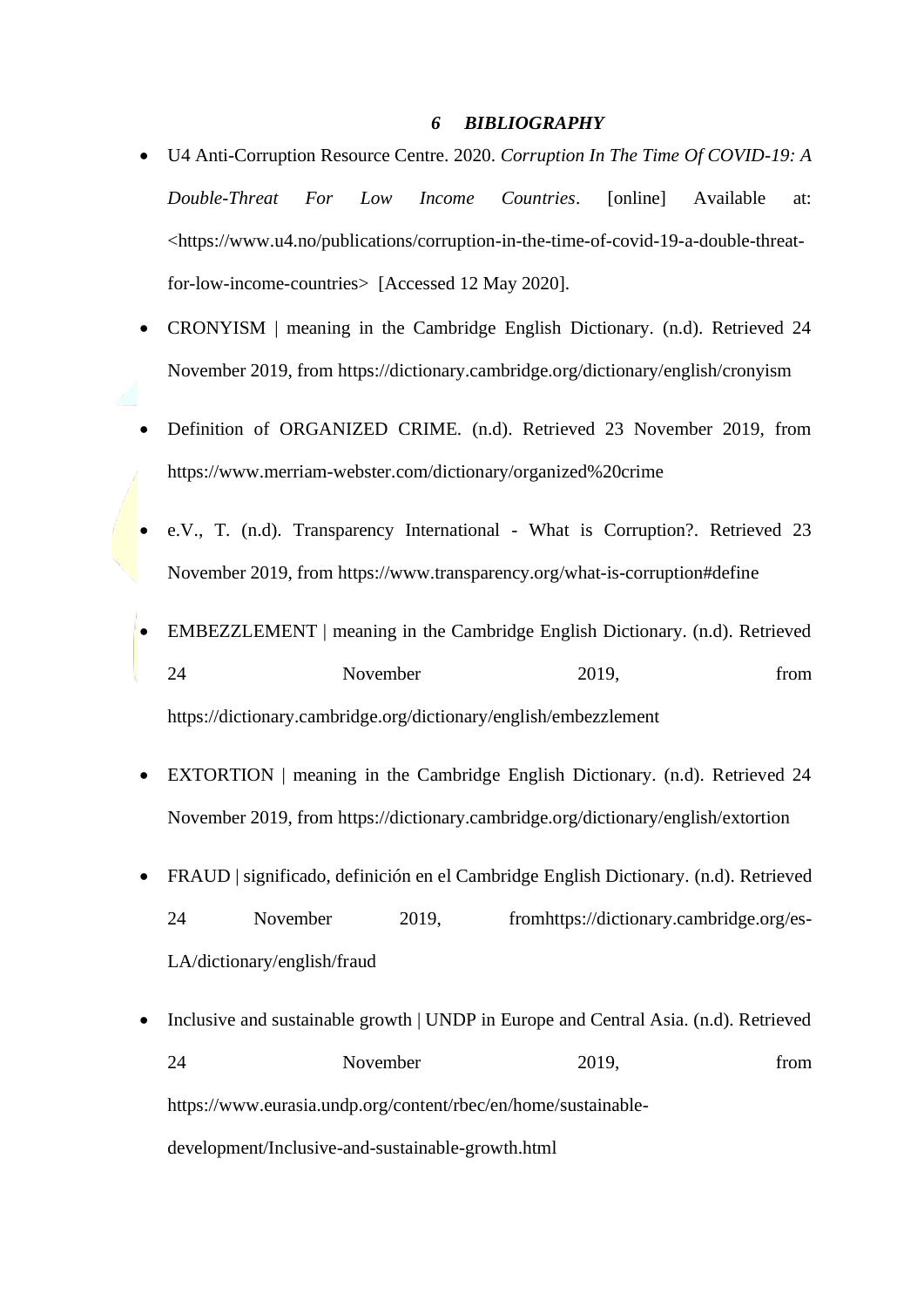# 6 *BIBLIOGRAPHY*

- U4 Anti-Corruption Resource Centre. 2020. *Corruption In The Time Of COVID-19: A Double-Threat For Low Income Countries*. [online] Available at: <https://www.u4.no/publications/corruption-in-the-time-of-covid-19-a-double-threat-for-low-income-countries> [Accessed 12 May 2020].
- CRONYISM | meaning in the Cambridge English Dictionary. (n.d). Retrieved 24 November 2019, from https://dictionary.cambridge.org/dictionary/english/cronyism
- Definition of ORGANIZED CRIME. (n.d). Retrieved 23 November 2019, from https://www.merriam-webster.com/dictionary/organized%20crime
- e.V., T. (n.d). Transparency International - What is Corruption?. Retrieved 23 November 2019, from https://www.transparency.org/what-is-corruption#define
- EMBEZZLEMENT | meaning in the Cambridge English Dictionary. (n.d). Retrieved 24 November 2019, from https://dictionary.cambridge.org/dictionary/english/embezzlement
- EXTORTION | meaning in the Cambridge English Dictionary. (n.d). Retrieved 24 November 2019, from https://dictionary.cambridge.org/dictionary/english/extortion
- FRAUD | significado, definición en el Cambridge English Dictionary. (n.d). Retrieved 24 November 2019, fromhttps://dictionary.cambridge.org/es-LA/dictionary/english/fraud
- Inclusive and sustainable growth | UNDP in Europe and Central Asia. (n.d). Retrieved 24 November 2019, from https://www.eurasia.undp.org/content/rbec/en/home/sustainable-development/Inclusive-and-sustainable-growth.html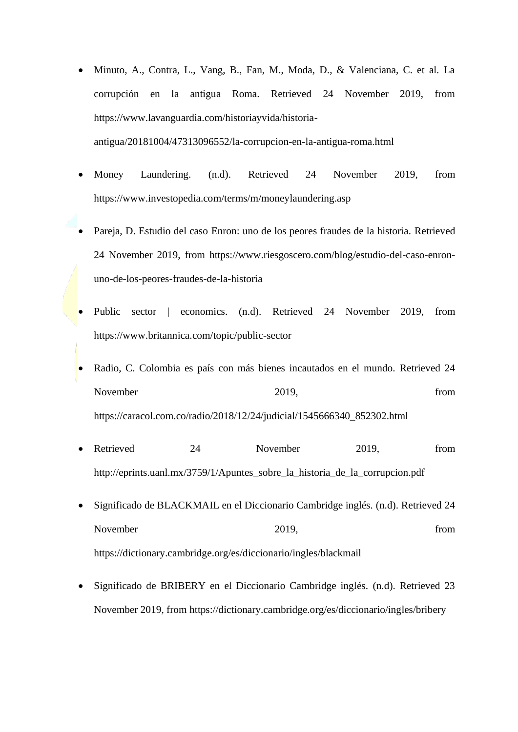- Minuto, A., Contra, L., Vang, B., Fan, M., Moda, D., & Valenciana, C. et al. La corrupción en la antigua Roma. Retrieved 24 November 2019, from https://www.lavanguardia.com/historiayvida/historia-antigua/20181004/47313096552/la-corrupcion-en-la-antigua-roma.html

- Money Laundering. (n.d). Retrieved 24 November 2019, from https://www.investopedia.com/terms/m/moneylaundering.asp

- Pareja, D. Estudio del caso Enron: uno de los peores fraudes de la historia. Retrieved 24 November 2019, from https://www.riesgoscero.com/blog/estudio-del-caso-enron-uno-de-los-peores-fraudes-de-la-historia

- Public sector | economics. (n.d). Retrieved 24 November 2019, from https://www.britannica.com/topic/public-sector

- Radio, C. Colombia es país con más bienes incautados en el mundo. Retrieved 24 November 2019, from https://caracol.com.co/radio/2018/12/24/judicial/1545666340_852302.html

- Retrieved 24 November 2019, from http://eprints.uanl.mx/3759/1/Apuntes_sobre_la_historia_de_la_corrupcion.pdf

- Significado de BLACKMAIL en el Diccionario Cambridge inglés. (n.d). Retrieved 24 November 2019, from https://dictionary.cambridge.org/es/diccionario/ingles/blackmail

- Significado de BRIBERY en el Diccionario Cambridge inglés. (n.d). Retrieved 23 November 2019, from https://dictionary.cambridge.org/es/diccionario/ingles/bribery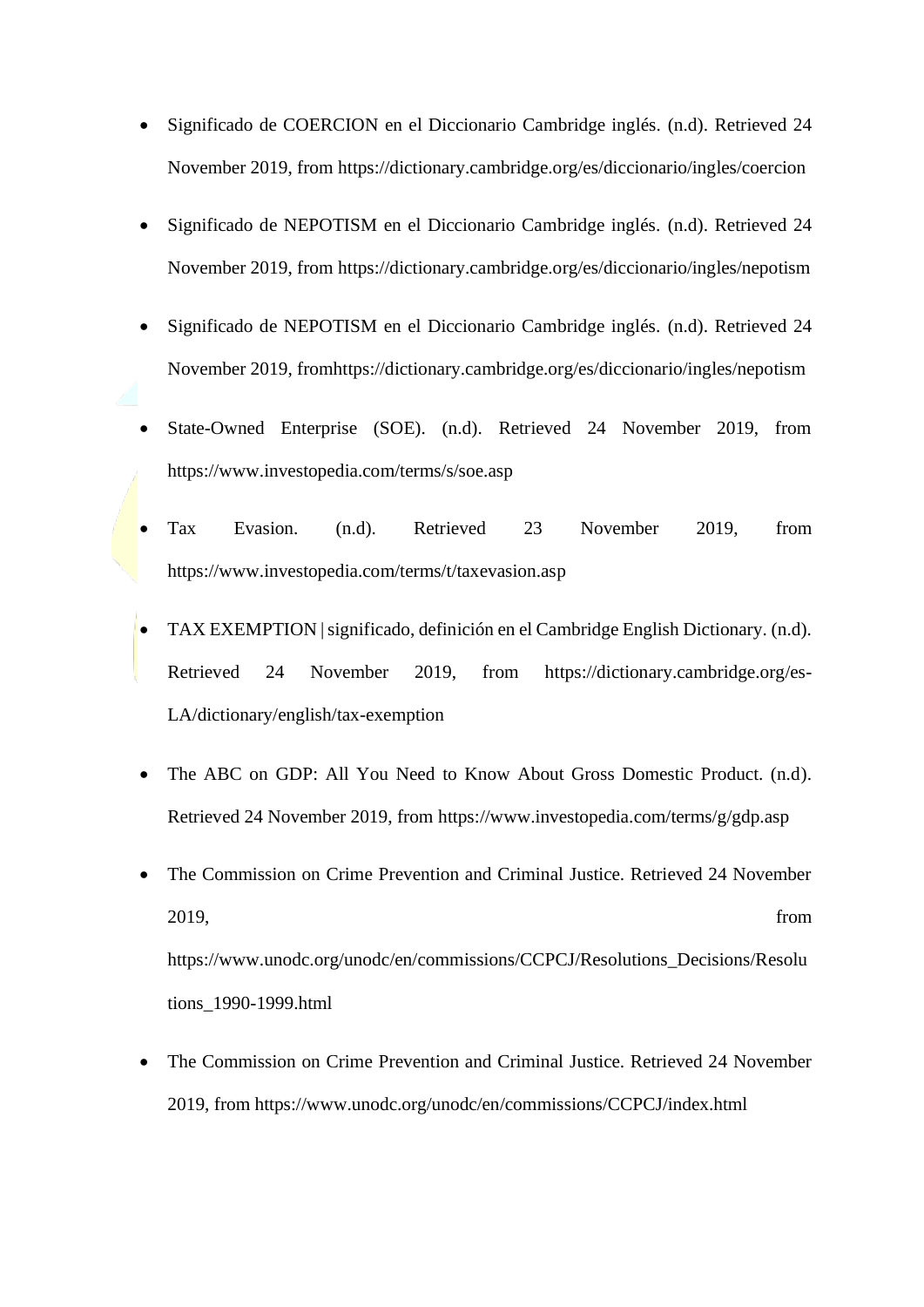- Significado de COERCION en el Diccionario Cambridge inglés. (n.d). Retrieved 24 November 2019, from https://dictionary.cambridge.org/es/diccionario/ingles/coercion
- Significado de NEPOTISM en el Diccionario Cambridge inglés. (n.d). Retrieved 24 November 2019, from https://dictionary.cambridge.org/es/diccionario/ingles/nepotism
- Significado de NEPOTISM en el Diccionario Cambridge inglés. (n.d). Retrieved 24 November 2019, fromhttps://dictionary.cambridge.org/es/diccionario/ingles/nepotism
- State-Owned Enterprise (SOE). (n.d). Retrieved 24 November 2019, from https://www.investopedia.com/terms/s/soe.asp
- Tax Evasion. (n.d). Retrieved 23 November 2019, from https://www.investopedia.com/terms/t/taxevasion.asp
- TAX EXEMPTION | significado, definición en el Cambridge English Dictionary. (n.d). Retrieved 24 November 2019, from https://dictionary.cambridge.org/es-LA/dictionary/english/tax-exemption
- The ABC on GDP: All You Need to Know About Gross Domestic Product. (n.d). Retrieved 24 November 2019, from https://www.investopedia.com/terms/g/gdp.asp
- The Commission on Crime Prevention and Criminal Justice. Retrieved 24 November 2019, from https://www.unodc.org/unodc/en/commissions/CCPCJ/Resolutions_Decisions/Resolutions_1990-1999.html
- The Commission on Crime Prevention and Criminal Justice. Retrieved 24 November 2019, from https://www.unodc.org/unodc/en/commissions/CCPCJ/index.html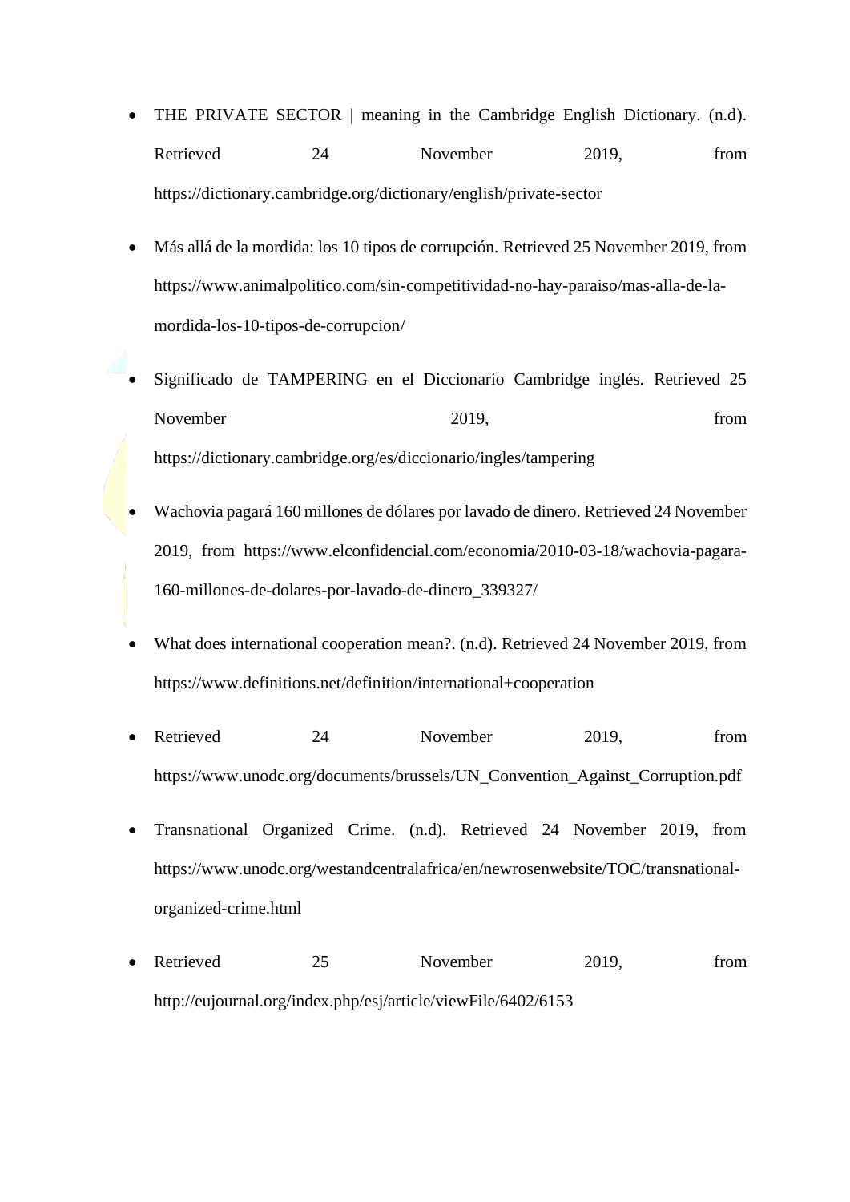- THE PRIVATE SECTOR | meaning in the Cambridge English Dictionary. (n.d). Retrieved 24 November 2019, from https://dictionary.cambridge.org/dictionary/english/private-sector

- Más allá de la mordida: los 10 tipos de corrupción. Retrieved 25 November 2019, from https://www.animalpolitico.com/sin-competitividad-no-hay-paraiso/mas-alla-de-la-mordida-los-10-tipos-de-corrupcion/

- Significado de TAMPERING en el Diccionario Cambridge inglés. Retrieved 25 November 2019, from https://dictionary.cambridge.org/es/diccionario/ingles/tampering

- Wachovia pagará 160 millones de dólares por lavado de dinero. Retrieved 24 November 2019, from https://www.elconfidencial.com/economia/2010-03-18/wachovia-pagara-160-millones-de-dolares-por-lavado-de-dinero_339327/

- What does international cooperation mean?. (n.d). Retrieved 24 November 2019, from https://www.definitions.net/definition/international+cooperation

- Retrieved 24 November 2019, from https://www.unodc.org/documents/brussels/UN_Convention_Against_Corruption.pdf

- Transnational Organized Crime. (n.d). Retrieved 24 November 2019, from https://www.unodc.org/westandcentralafrica/en/newrosenwebsite/TOC/transnational-organized-crime.html

- Retrieved 25 November 2019, from http://eujournal.org/index.php/esj/article/viewFile/6402/6153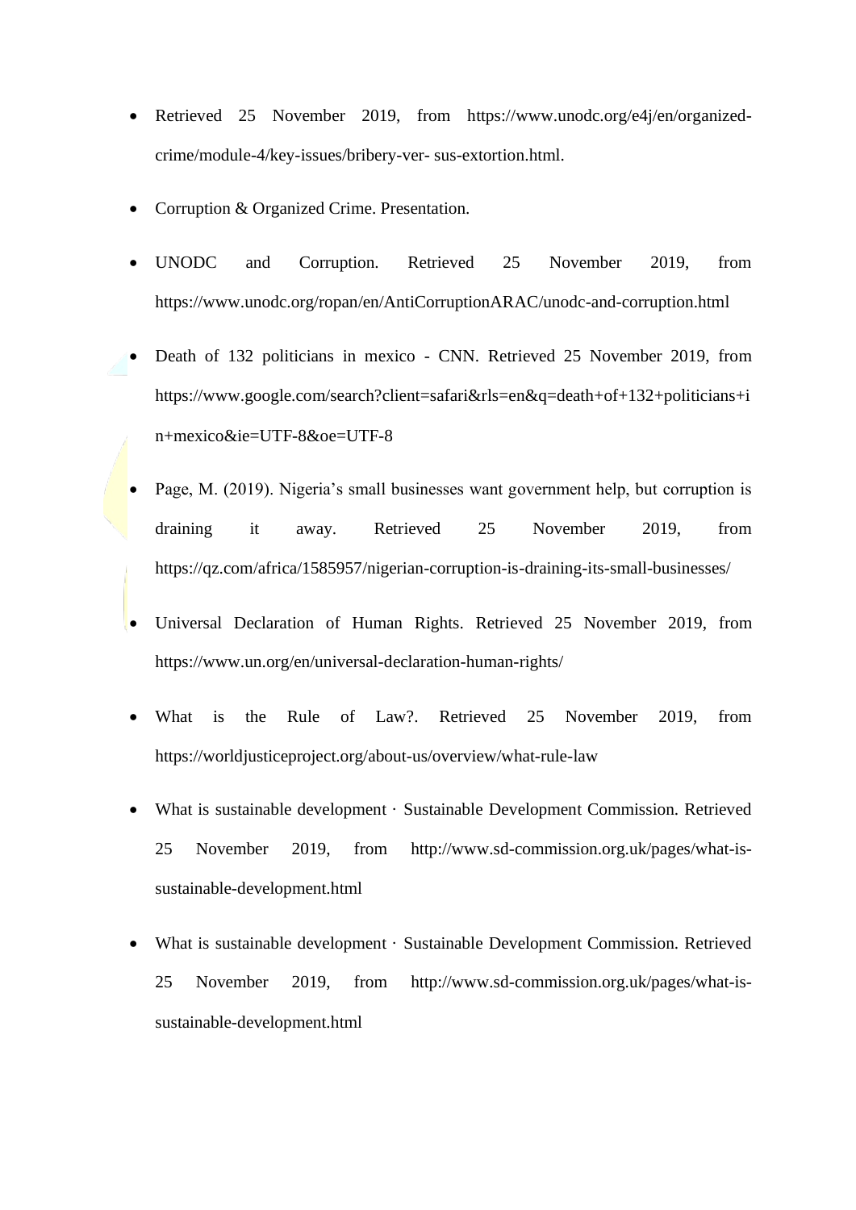- Retrieved 25 November 2019, from https://www.unodc.org/e4j/en/organized-crime/module-4/key-issues/bribery-ver- sus-extortion.html.
- Corruption & Organized Crime. Presentation.
- UNODC and Corruption. Retrieved 25 November 2019, from https://www.unodc.org/ropan/en/AntiCorruptionARAC/unodc-and-corruption.html
- Death of 132 politicians in mexico - CNN. Retrieved 25 November 2019, from https://www.google.com/search?client=safari&rls=en&q=death+of+132+politicians+in+mexico&ie=UTF-8&oe=UTF-8
- Page, M. (2019). Nigeria's small businesses want government help, but corruption is draining it away. Retrieved 25 November 2019, from https://qz.com/africa/1585957/nigerian-corruption-is-draining-its-small-businesses/
- Universal Declaration of Human Rights. Retrieved 25 November 2019, from https://www.un.org/en/universal-declaration-human-rights/
- What is the Rule of Law?. Retrieved 25 November 2019, from https://worldjusticeproject.org/about-us/overview/what-rule-law
- What is sustainable development · Sustainable Development Commission. Retrieved 25 November 2019, from http://www.sd-commission.org.uk/pages/what-is-sustainable-development.html
- What is sustainable development · Sustainable Development Commission. Retrieved 25 November 2019, from http://www.sd-commission.org.uk/pages/what-is-sustainable-development.html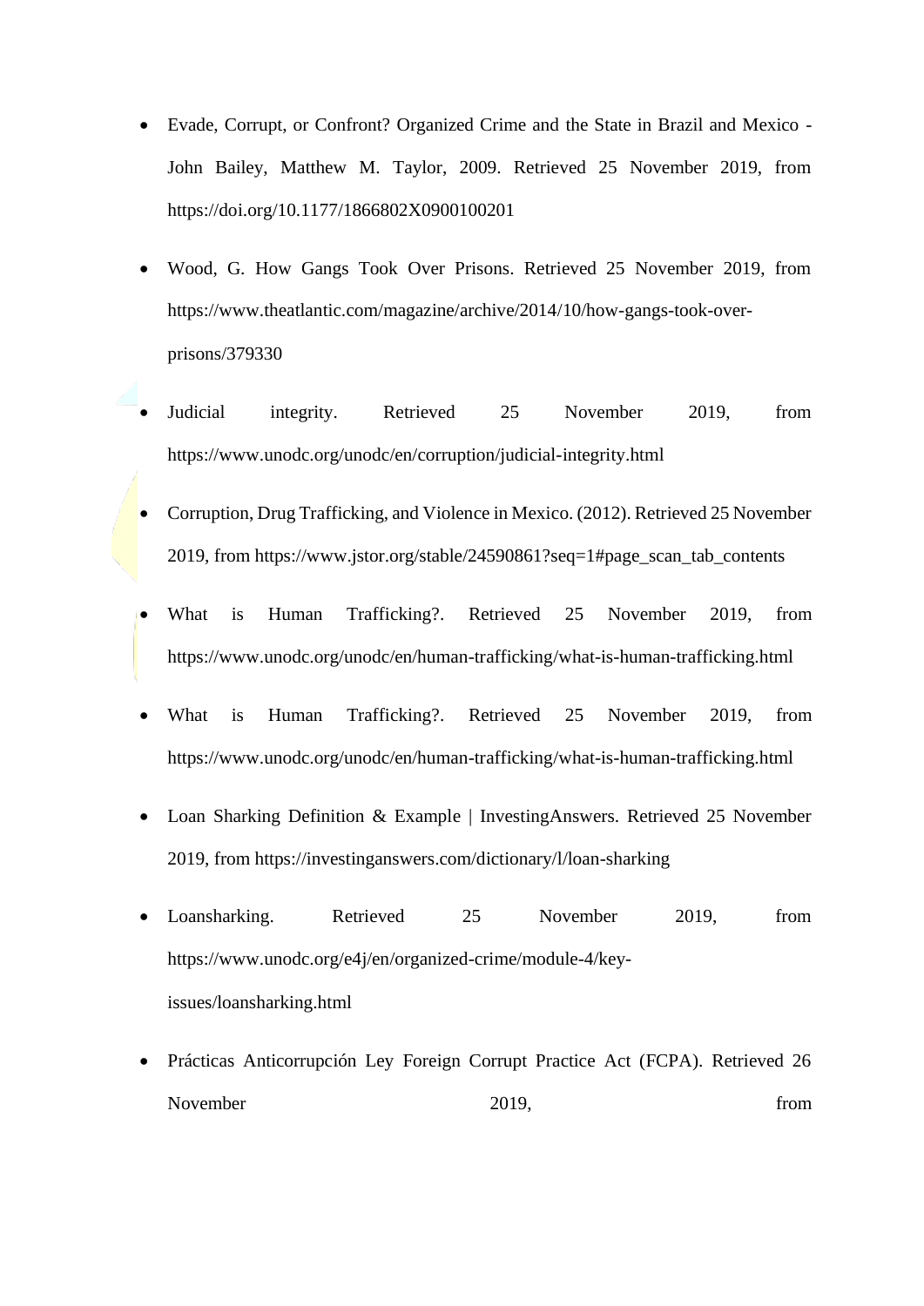- Evade, Corrupt, or Confront? Organized Crime and the State in Brazil and Mexico - John Bailey, Matthew M. Taylor, 2009. Retrieved 25 November 2019, from https://doi.org/10.1177/1866802X0900100201

- Wood, G. How Gangs Took Over Prisons. Retrieved 25 November 2019, from https://www.theatlantic.com/magazine/archive/2014/10/how-gangs-took-over-prisons/379330

- Judicial integrity. Retrieved 25 November 2019, from https://www.unodc.org/unodc/en/corruption/judicial-integrity.html

- Corruption, Drug Trafficking, and Violence in Mexico. (2012). Retrieved 25 November 2019, from https://www.jstor.org/stable/24590861?seq=1#page_scan_tab_contents

- What is Human Trafficking?. Retrieved 25 November 2019, from https://www.unodc.org/unodc/en/human-trafficking/what-is-human-trafficking.html

- What is Human Trafficking?. Retrieved 25 November 2019, from https://www.unodc.org/unodc/en/human-trafficking/what-is-human-trafficking.html

- Loan Sharking Definition & Example | InvestingAnswers. Retrieved 25 November 2019, from https://investinganswers.com/dictionary/l/loan-sharking

- Loansharking. Retrieved 25 November 2019, from https://www.unodc.org/e4j/en/organized-crime/module-4/key-issues/loansharking.html

- Prácticas Anticorrupción Ley Foreign Corrupt Practice Act (FCPA). Retrieved 26 November 2019, from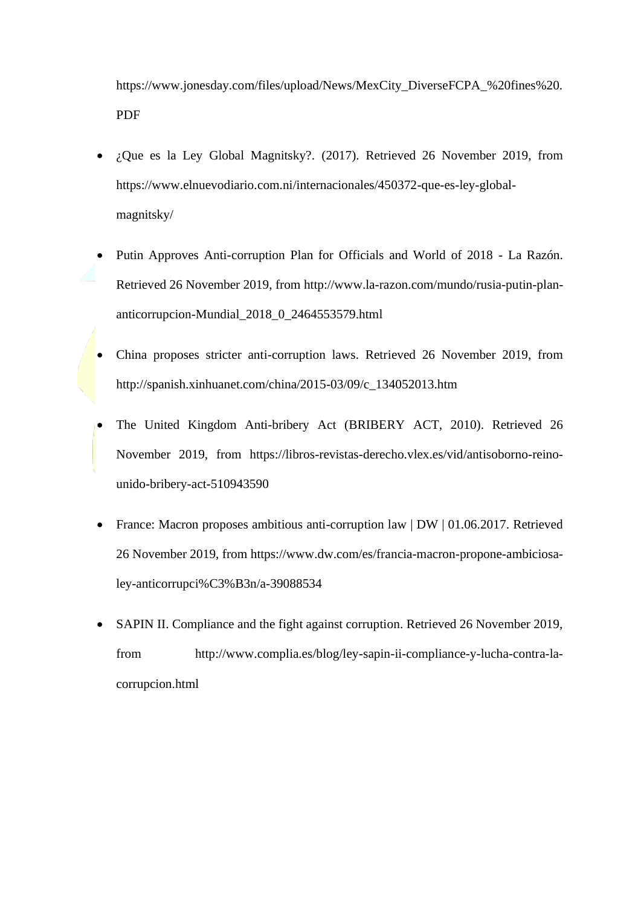https://www.jonesday.com/files/upload/News/MexCity_DiverseFCPA_%20fines%20.PDF

- ¿Que es la Ley Global Magnitsky?. (2017). Retrieved 26 November 2019, from https://www.elnuevodiario.com.ni/internacionales/450372-que-es-ley-global-magnitsky/
- Putin Approves Anti-corruption Plan for Officials and World of 2018 - La Razón. Retrieved 26 November 2019, from http://www.la-razon.com/mundo/rusia-putin-plan-anticorrupcion-Mundial_2018_0_2464553579.html
- China proposes stricter anti-corruption laws. Retrieved 26 November 2019, from http://spanish.xinhuanet.com/china/2015-03/09/c_134052013.htm
- The United Kingdom Anti-bribery Act (BRIBERY ACT, 2010). Retrieved 26 November 2019, from https://libros-revistas-derecho.vlex.es/vid/antisoborno-reino-unido-bribery-act-510943590
- France: Macron proposes ambitious anti-corruption law | DW | 01.06.2017. Retrieved 26 November 2019, from https://www.dw.com/es/francia-macron-propone-ambiciosa-ley-anticorrupci%C3%B3n/a-39088534
- SAPIN II. Compliance and the fight against corruption. Retrieved 26 November 2019, from http://www.complia.es/blog/ley-sapin-ii-compliance-y-lucha-contra-la-corrupcion.html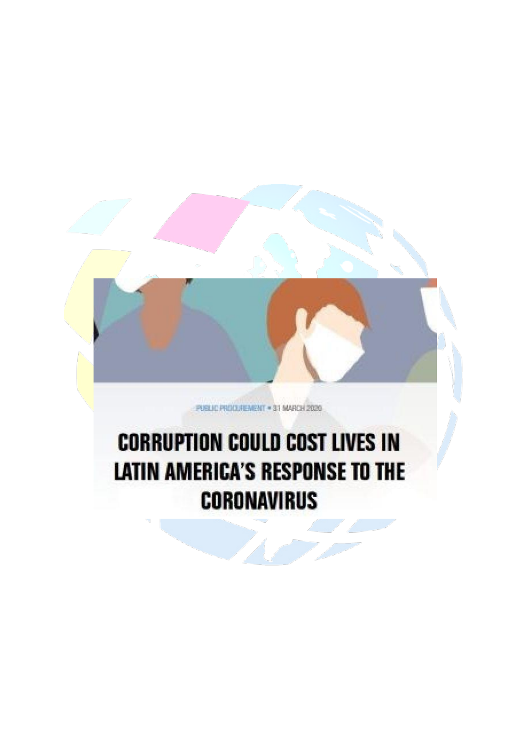PUBLIC PROCUREMENT • 31 MARCH 2020

# CORRUPTION COULD COST LIVES IN LATIN AMERICA'S RESPONSE TO THE CORONAVIRUS